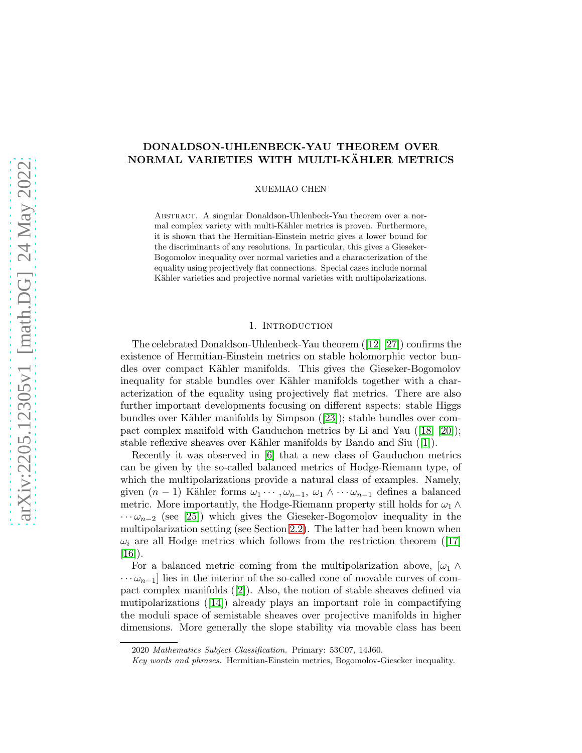# DONALDSON-UHLENBECK-YAU THEOREM OVER NORMAL VARIETIES WITH MULTI-KÄHLER METRICS

XUEMIAO CHEN

Abstract. A singular Donaldson-Uhlenbeck-Yau theorem over a normal complex variety with multi-Kähler metrics is proven. Furthermore, it is shown that the Hermitian-Einstein metric gives a lower bound for the discriminants of any resolutions. In particular, this gives a Gieseker-Bogomolov inequality over normal varieties and a characterization of the equality using projectively flat connections. Special cases include normal Kähler varieties and projective normal varieties with multipolarizations.

## 1. Introduction

The celebrated Donaldson-Uhlenbeck-Yau theorem ([12] [27]) confirms the existence of Hermitian-Einstein metrics on stable holomorphic vector bundles over compact Kähler manifolds. This gives the Gieseker-Bogomolov inequality for stable bundles over Kähler manifolds together with a characterization of the equality using projectively flat metrics. There are also further important developments focusing on different aspects: stable Higgs bundles over Kähler manifolds by Simpson ([23]); stable bundles over compact complex manifold with Gauduchon metrics by Li and Yau ([18] [20]); stable reflexive sheaves over Kähler manifolds by Bando and Siu ([1]).

Recently it was observed in [6] that a new class of Gauduchon metrics can be given by the so-called balanced metrics of Hodge-Riemann type, of which the multipolarizations provide a natural class of examples. Namely, given $(n-1)$ Kähler forms $\omega_1 \cdots, \omega_{n-1}$, $\omega_1 \wedge \cdots \omega_{n-1}$ defines a balanced metric. More importantly, the Hodge-Riemann property still holds for $\omega_1 \wedge \cdots \omega_{n-2}$ (see [25]) which gives the Gieseker-Bogomolov inequality in the multipolarization setting (see Section 2.2). The latter had been known when $\omega_i$ are all Hodge metrics which follows from the restriction theorem ([17] [16]).

For a balanced metric coming from the multipolarization above, $[\omega_1 \wedge \cdots \omega_{n-1}]$ lies in the interior of the so-called cone of movable curves of compact complex manifolds ([2]). Also, the notion of stable sheaves defined via mutipolarizations ([14]) already plays an important role in compactifying the moduli space of semistable sheaves over projective manifolds in higher dimensions. More generally the slope stability via movable class has been

2020 *Mathematics Subject Classification.* Primary: 53C07, 14J60.

*Key words and phrases.* Hermitian-Einstein metrics, Bogomolov-Gieseker inequality.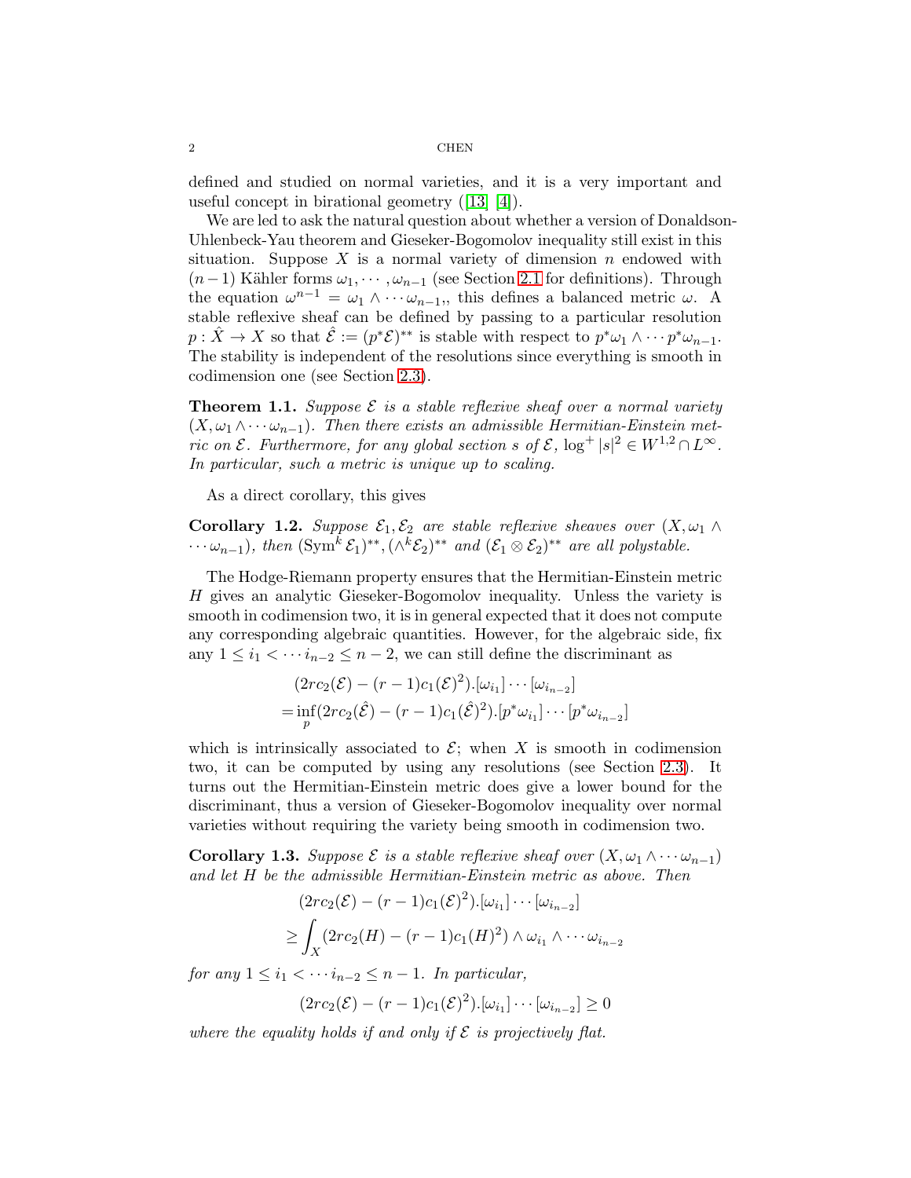defined and studied on normal varieties, and it is a very important and useful concept in birational geometry ([13] [4]).

We are led to ask the natural question about whether a version of Donaldson-Uhlenbeck-Yau theorem and Gieseker-Bogomolov inequality still exist in this situation. Suppose $X$ is a normal variety of dimension $n$ endowed with $(n-1)$ Kähler forms $\omega_1, \cdots, \omega_{n-1}$ (see Section 2.1 for definitions). Through the equation $\omega^{n-1} = \omega_1 \wedge \cdots \omega_{n-1},$, this defines a balanced metric $\omega$. A stable reflexive sheaf can be defined by passing to a particular resolution $p : \hat{X} \to X$ so that $\hat{\mathcal{E}} := (p^*\mathcal{E})^{**}$ is stable with respect to $p^*\omega_1 \wedge \cdots p^*\omega_{n-1}$. The stability is independent of the resolutions since everything is smooth in codimension one (see Section 2.3).

**Theorem 1.1.** *Suppose $\mathcal{E}$ is a stable reflexive sheaf over a normal variety $(X, \omega_1 \wedge \cdots \omega_{n-1})$. Then there exists an admissible Hermitian-Einstein metric on $\mathcal{E}$. Furthermore, for any global section $s$ of $\mathcal{E}$, $\log^+ |s|^2 \in W^{1,2} \cap L^\infty$. In particular, such a metric is unique up to scaling.*

As a direct corollary, this gives

**Corollary 1.2.** *Suppose $\mathcal{E}_1, \mathcal{E}_2$ are stable reflexive sheaves over $(X, \omega_1 \wedge \cdots \omega_{n-1})$, then $(\mathrm{Sym}^k \mathcal{E}_1)^{**}, (\wedge^k \mathcal{E}_2)^{**}$ and $(\mathcal{E}_1 \otimes \mathcal{E}_2)^{**}$ are all polystable.*

The Hodge-Riemann property ensures that the Hermitian-Einstein metric $H$ gives an analytic Gieseker-Bogomolov inequality. Unless the variety is smooth in codimension two, it is in general expected that it does not compute any corresponding algebraic quantities. However, for the algebraic side, fix any $1 \leq i_1 < \cdots i_{n-2} \leq n-2$, we can still define the discriminant as

$$
\begin{aligned}
&(2rc_2(\mathcal{E}) - (r-1)c_1(\mathcal{E})^2).[\omega_{i_1}] \cdots [\omega_{i_{n-2}}] \\
=& \inf_p (2rc_2(\hat{\mathcal{E}}) - (r-1)c_1(\hat{\mathcal{E}})^2).[p^*\omega_{i_1}] \cdots [p^*\omega_{i_{n-2}}]
\end{aligned}
$$

which is intrinsically associated to $\mathcal{E}$; when $X$ is smooth in codimension two, it can be computed by using any resolutions (see Section 2.3). It turns out the Hermitian-Einstein metric does give a lower bound for the discriminant, thus a version of Gieseker-Bogomolov inequality over normal varieties without requiring the variety being smooth in codimension two.

**Corollary 1.3.** *Suppose $\mathcal{E}$ is a stable reflexive sheaf over $(X, \omega_1 \wedge \cdots \omega_{n-1})$ and let $H$ be the admissible Hermitian-Einstein metric as above. Then*

$$
\begin{aligned}
&(2rc_2(\mathcal{E}) - (r-1)c_1(\mathcal{E})^2).[\omega_{i_1}] \cdots [\omega_{i_{n-2}}] \\
\geq& \int_X (2rc_2(H) - (r-1)c_1(H)^2) \wedge \omega_{i_1} \wedge \cdots \omega_{i_{n-2}}
\end{aligned}
$$

*for any $1 \leq i_1 < \cdots i_{n-2} \leq n-1$. In particular,*

$$
(2rc_2(\mathcal{E}) - (r-1)c_1(\mathcal{E})^2).[\omega_{i_1}] \cdots [\omega_{i_{n-2}}] \geq 0
$$

*where the equality holds if and only if $\mathcal{E}$ is projectively flat.*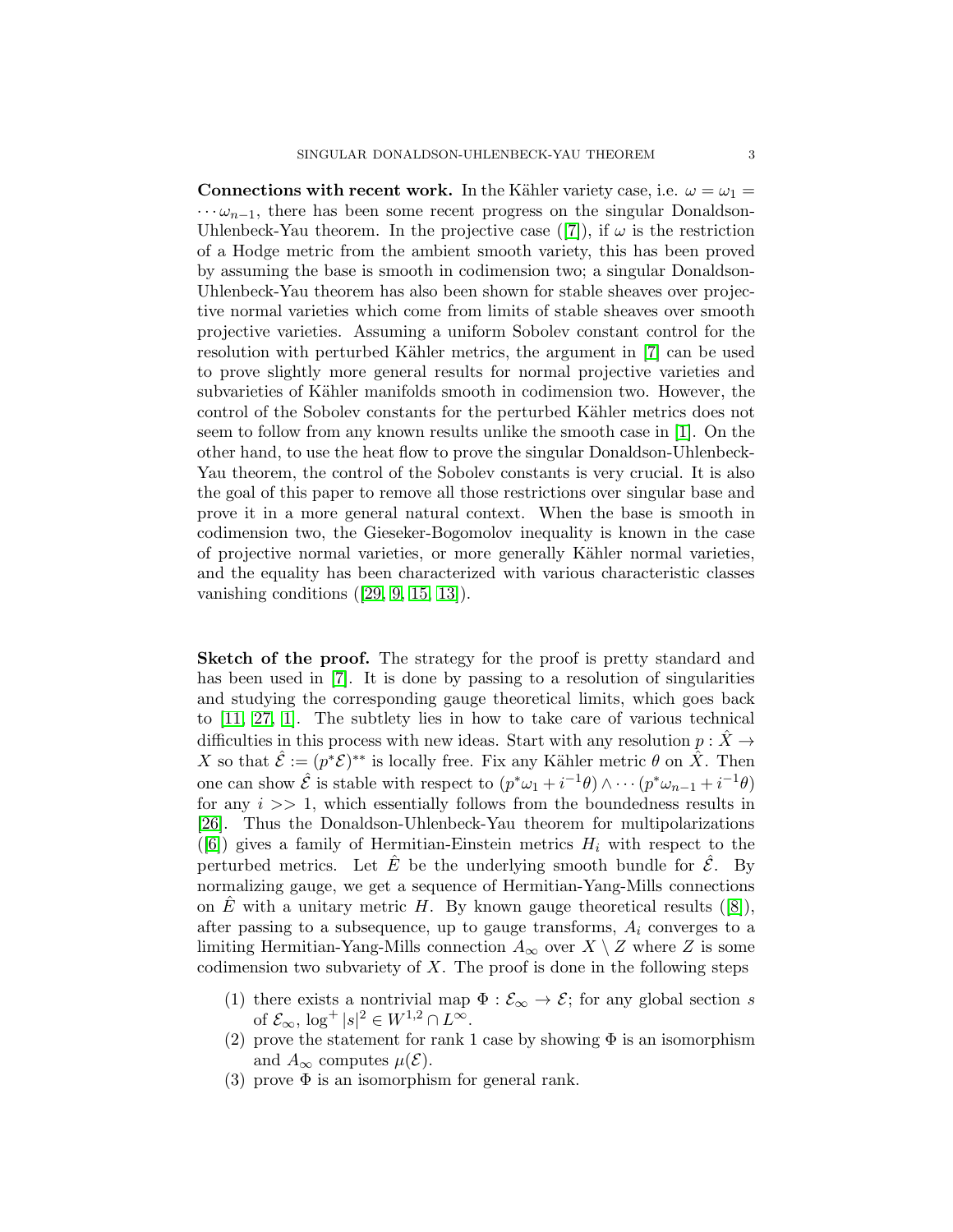**Connections with recent work.** In the Kähler variety case, i.e. $\omega = \omega_1 = \cdots \omega_{n-1}$, there has been some recent progress on the singular Donaldson-Uhlenbeck-Yau theorem. In the projective case ([7]), if $\omega$ is the restriction of a Hodge metric from the ambient smooth variety, this has been proved by assuming the base is smooth in codimension two; a singular Donaldson-Uhlenbeck-Yau theorem has also been shown for stable sheaves over projective normal varieties which come from limits of stable sheaves over smooth projective varieties. Assuming a uniform Sobolev constant control for the resolution with perturbed Kähler metrics, the argument in [7] can be used to prove slightly more general results for normal projective varieties and subvarieties of Kähler manifolds smooth in codimension two. However, the control of the Sobolev constants for the perturbed Kähler metrics does not seem to follow from any known results unlike the smooth case in [1]. On the other hand, to use the heat flow to prove the singular Donaldson-Uhlenbeck-Yau theorem, the control of the Sobolev constants is very crucial. It is also the goal of this paper to remove all those restrictions over singular base and prove it in a more general natural context. When the base is smooth in codimension two, the Gieseker-Bogomolov inequality is known in the case of projective normal varieties, or more generally Kähler normal varieties, and the equality has been characterized with various characteristic classes vanishing conditions ([29, 9, 15, 13]).

**Sketch of the proof.** The strategy for the proof is pretty standard and has been used in [7]. It is done by passing to a resolution of singularities and studying the corresponding gauge theoretical limits, which goes back to [11, 27, 1]. The subtlety lies in how to take care of various technical difficulties in this process with new ideas. Start with any resolution $p : \hat{X} \to X$ so that $\hat{\mathcal{E}} := (p^*\mathcal{E})^{**}$ is locally free. Fix any Kähler metric $\theta$ on $\hat{X}$. Then one can show $\hat{\mathcal{E}}$ is stable with respect to $(p^*\omega_1 + i^{-1}\theta) \wedge \cdots (p^*\omega_{n-1} + i^{-1}\theta)$ for any $i >> 1$, which essentially follows from the boundedness results in [26]. Thus the Donaldson-Uhlenbeck-Yau theorem for multipolarizations ([6]) gives a family of Hermitian-Einstein metrics $H_i$ with respect to the perturbed metrics. Let $\hat{E}$ be the underlying smooth bundle for $\hat{\mathcal{E}}$. By normalizing gauge, we get a sequence of Hermitian-Yang-Mills connections on $\hat{E}$ with a unitary metric $H$. By known gauge theoretical results ([8]), after passing to a subsequence, up to gauge transforms, $A_i$ converges to a limiting Hermitian-Yang-Mills connection $A_\infty$ over $X \setminus Z$ where $Z$ is some codimension two subvariety of $X$. The proof is done in the following steps

1. there exists a nontrivial map $\Phi : \mathcal{E}_\infty \to \mathcal{E}$; for any global section $s$ of $\mathcal{E}_\infty$, $\log^+ |s|^2 \in W^{1,2} \cap L^\infty$.
2. prove the statement for rank 1 case by showing $\Phi$ is an isomorphism and $A_\infty$ computes $\mu(\mathcal{E})$.
3. prove $\Phi$ is an isomorphism for general rank.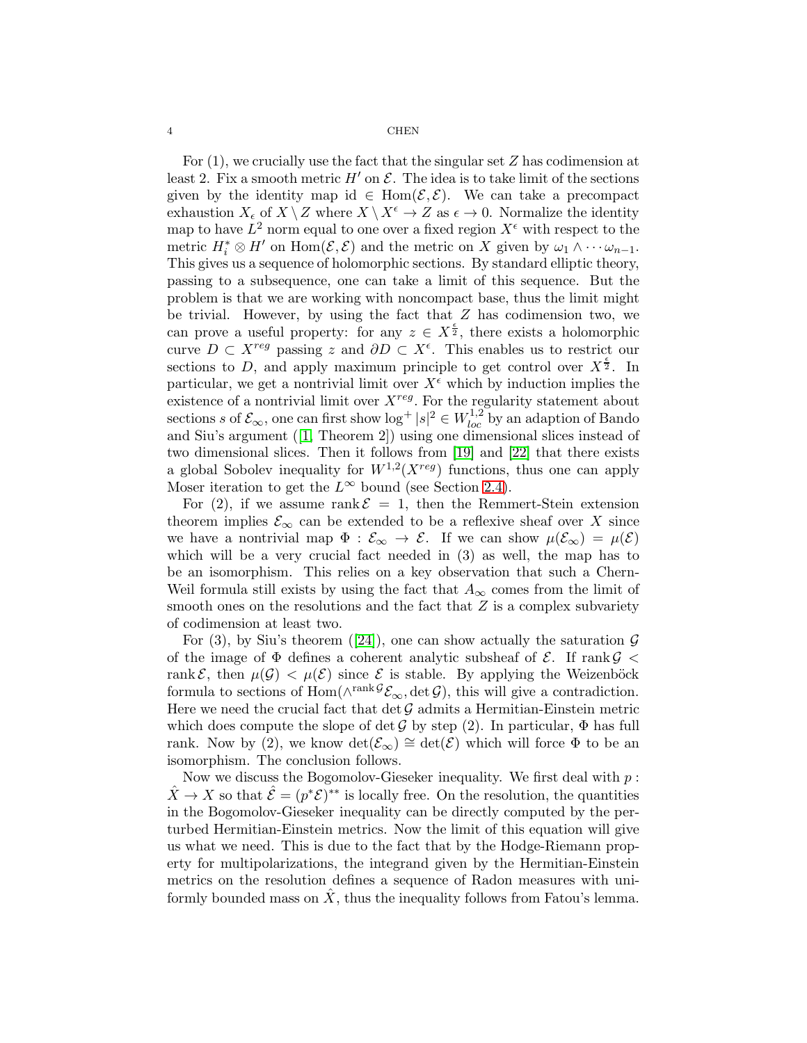For (1), we crucially use the fact that the singular set $Z$ has codimension at least 2. Fix a smooth metric $H'$ on $\mathcal{E}$. The idea is to take limit of the sections given by the identity map id $\in \mathrm{Hom}(\mathcal{E}, \mathcal{E})$. We can take a precompact exhaustion $X_\epsilon$ of $X \setminus Z$ where $X \setminus X^\epsilon \to Z$ as $\epsilon \to 0$. Normalize the identity map to have $L^2$ norm equal to one over a fixed region $X^\epsilon$ with respect to the metric $H_i^* \otimes H'$ on $\mathrm{Hom}(\mathcal{E}, \mathcal{E})$ and the metric on $X$ given by $\omega_1 \wedge \cdots \omega_{n-1}$. This gives us a sequence of holomorphic sections. By standard elliptic theory, passing to a subsequence, one can take a limit of this sequence. But the problem is that we are working with noncompact base, thus the limit might be trivial. However, by using the fact that $Z$ has codimension two, we can prove a useful property: for any $z \in X^{\frac{\epsilon}{2}}$, there exists a holomorphic curve $D \subset X^{reg}$ passing $z$ and $\partial D \subset X^\epsilon$. This enables us to restrict our sections to $D$, and apply maximum principle to get control over $X^{\frac{\epsilon}{2}}$. In particular, we get a nontrivial limit over $X^\epsilon$ which by induction implies the existence of a nontrivial limit over $X^{reg}$. For the regularity statement about sections $s$ of $\mathcal{E}_\infty$, one can first show $\log^+ |s|^2 \in W^{1,2}_{loc}$ by an adaption of Bando and Siu's argument ([1, Theorem 2]) using one dimensional slices instead of two dimensional slices. Then it follows from [19] and [22] that there exists a global Sobolev inequality for $W^{1,2}(X^{reg})$ functions, thus one can apply Moser iteration to get the $L^\infty$ bound (see Section 2.4).

For (2), if we assume $\mathrm{rank}\, \mathcal{E} = 1$, then the Remmert-Stein extension theorem implies $\mathcal{E}_\infty$ can be extended to be a reflexive sheaf over $X$ since we have a nontrivial map $\Phi : \mathcal{E}_\infty \to \mathcal{E}$. If we can show $\mu(\mathcal{E}_\infty) = \mu(\mathcal{E})$ which will be a very crucial fact needed in (3) as well, the map has to be an isomorphism. This relies on a key observation that such a Chern-Weil formula still exists by using the fact that $A_\infty$ comes from the limit of smooth ones on the resolutions and the fact that $Z$ is a complex subvariety of codimension at least two.

For (3), by Siu's theorem ([24]), one can show actually the saturation $\mathcal{G}$ of the image of $\Phi$ defines a coherent analytic subsheaf of $\mathcal{E}$. If $\mathrm{rank}\, \mathcal{G} < \mathrm{rank}\, \mathcal{E}$, then $\mu(\mathcal{G}) < \mu(\mathcal{E})$ since $\mathcal{E}$ is stable. By applying the Weizenböck formula to sections of $\mathrm{Hom}(\wedge^{\mathrm{rank}\, \mathcal{G}} \mathcal{E}_\infty, \det \mathcal{G})$, this will give a contradiction. Here we need the crucial fact that $\det \mathcal{G}$ admits a Hermitian-Einstein metric which does compute the slope of $\det \mathcal{G}$ by step (2). In particular, $\Phi$ has full rank. Now by (2), we know $\det(\mathcal{E}_\infty) \cong \det(\mathcal{E})$ which will force $\Phi$ to be an isomorphism. The conclusion follows.

Now we discuss the Bogomolov-Gieseker inequality. We first deal with $p : \hat{X} \to X$ so that $\hat{\mathcal{E}} = (p^* \mathcal{E})^{**}$ is locally free. On the resolution, the quantities in the Bogomolov-Gieseker inequality can be directly computed by the perturbed Hermitian-Einstein metrics. Now the limit of this equation will give us what we need. This is due to the fact that by the Hodge-Riemann property for multipolarizations, the integrand given by the Hermitian-Einstein metrics on the resolution defines a sequence of Radon measures with uniformly bounded mass on $\hat{X}$, thus the inequality follows from Fatou's lemma.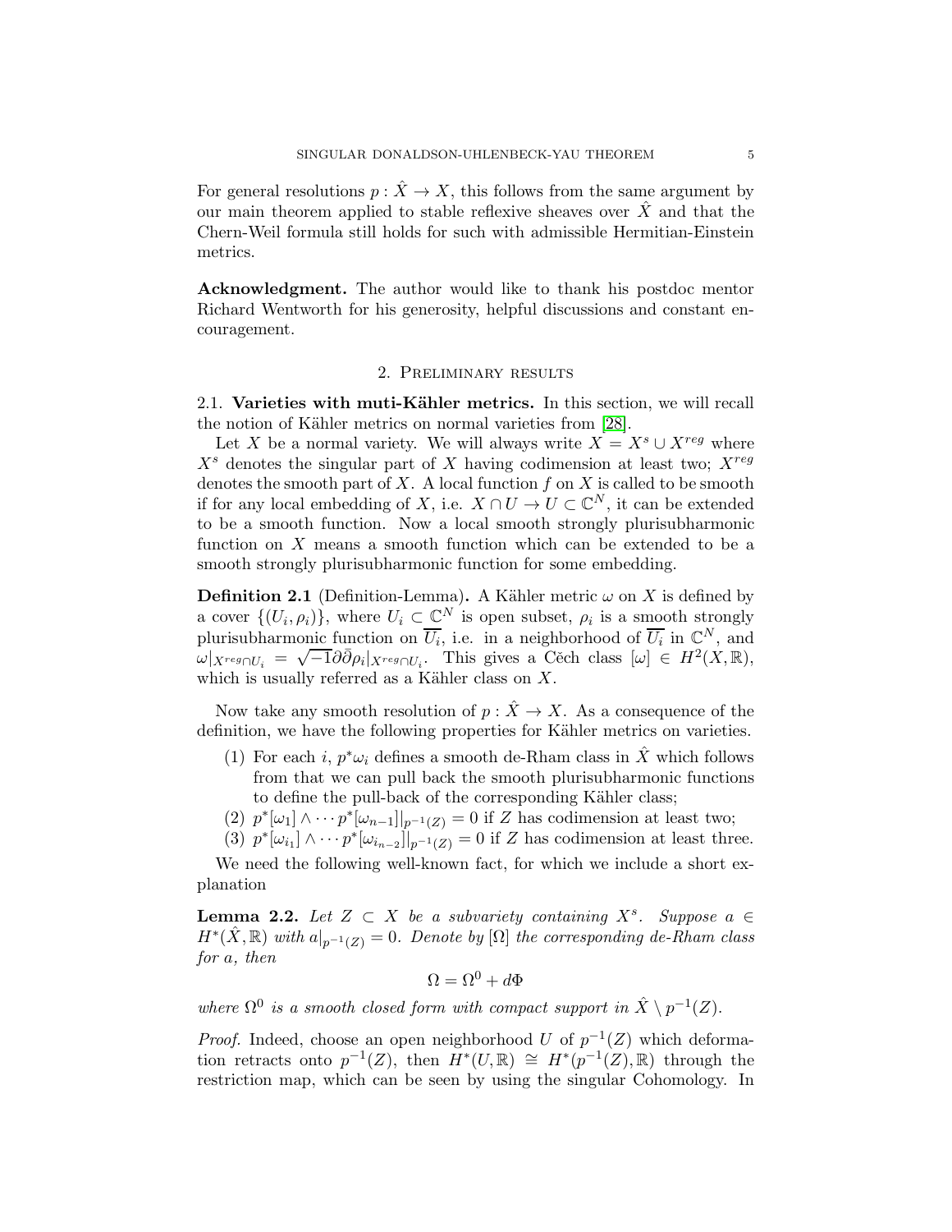For general resolutions $p : \hat{X} \to X$, this follows from the same argument by our main theorem applied to stable reflexive sheaves over $\hat{X}$ and that the Chern-Weil formula still holds for such with admissible Hermitian-Einstein metrics.

**Acknowledgment.** The author would like to thank his postdoc mentor Richard Wentworth for his generosity, helpful discussions and constant encouragement.

## 2. Preliminary results

### 2.1. Varieties with muti-Kähler metrics.

In this section, we will recall the notion of Kähler metrics on normal varieties from [28].

Let $X$ be a normal variety. We will always write $X = X^s \cup X^{reg}$ where $X^s$ denotes the singular part of $X$ having codimension at least two; $X^{reg}$ denotes the smooth part of $X$. A local function $f$ on $X$ is called to be smooth if for any local embedding of $X$, i.e. $X \cap U \to U \subset \mathbb{C}^N$, it can be extended to be a smooth function. Now a local smooth strongly plurisubharmonic function on $X$ means a smooth function which can be extended to be a smooth strongly plurisubharmonic function for some embedding.

**Definition 2.1** (Definition-Lemma)**.** A Kähler metric $\omega$ on $X$ is defined by a cover $\{(U_i, \rho_i)\}$, where $U_i \subset \mathbb{C}^N$ is open subset, $\rho_i$ is a smooth strongly plurisubharmonic function on $\overline{U_i}$, i.e. in a neighborhood of $\overline{U_i}$ in $\mathbb{C}^N$, and $\omega|_{X^{reg} \cap U_i} = \sqrt{-1}\partial\bar{\partial}\rho_i|_{X^{reg} \cap U_i}$. This gives a Cěch class $[\omega] \in H^2(X, \mathbb{R})$, which is usually referred as a Kähler class on $X$.

Now take any smooth resolution of $p : \hat{X} \to X$. As a consequence of the definition, we have the following properties for Kähler metrics on varieties.

1. For each $i$, $p^*\omega_i$ defines a smooth de-Rham class in $\hat{X}$ which follows from that we can pull back the smooth plurisubharmonic functions to define the pull-back of the corresponding Kähler class;
2. $p^*[\omega_1] \wedge \cdots p^*[\omega_{n-1}]|_{p^{-1}(Z)} = 0$ if $Z$ has codimension at least two;
3. $p^*[\omega_{i_1}] \wedge \cdots p^*[\omega_{i_{n-2}}]|_{p^{-1}(Z)} = 0$ if $Z$ has codimension at least three.

We need the following well-known fact, for which we include a short explanation

**Lemma 2.2.** *Let $Z \subset X$ be a subvariety containing $X^s$. Suppose $a \in H^*(\hat{X}, \mathbb{R})$ with $a|_{p^{-1}(Z)} = 0$. Denote by $[\Omega]$ the corresponding de-Rham class for $a$, then*

$$\Omega = \Omega^0 + d\Phi$$

*where $\Omega^0$ is a smooth closed form with compact support in $\hat{X} \setminus p^{-1}(Z)$.*

*Proof.* Indeed, choose an open neighborhood $U$ of $p^{-1}(Z)$ which deformation retracts onto $p^{-1}(Z)$, then $H^*(U, \mathbb{R}) \cong H^*(p^{-1}(Z), \mathbb{R})$ through the restriction map, which can be seen by using the singular Cohomology. In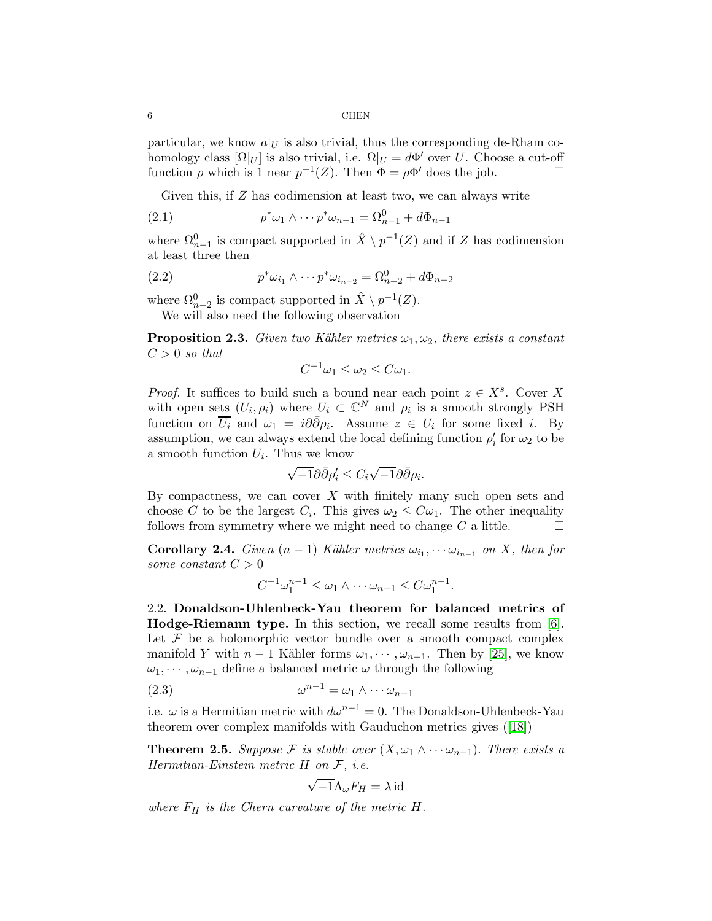particular, we know $a|_U$ is also trivial, thus the corresponding de-Rham cohomology class $[\Omega|_U]$ is also trivial, i.e. $\Omega|_U = d\Phi'$ over $U$. Choose a cut-off function $\rho$ which is 1 near $p^{-1}(Z)$. Then $\Phi = \rho\Phi'$ does the job. $\square$

Given this, if $Z$ has codimension at least two, we can always write

$$p^*\omega_1 \wedge \cdots p^*\omega_{n-1} = \Omega^0_{n-1} + d\Phi_{n-1} \tag{2.1}$$

where $\Omega^0_{n-1}$ is compact supported in $\hat{X} \setminus p^{-1}(Z)$ and if $Z$ has codimension at least three then

$$p^*\omega_{i_1} \wedge \cdots p^*\omega_{i_{n-2}} = \Omega^0_{n-2} + d\Phi_{n-2} \tag{2.2}$$

where $\Omega^0_{n-2}$ is compact supported in $\hat{X} \setminus p^{-1}(Z)$.

We will also need the following observation

**Proposition 2.3.** *Given two Kähler metrics $\omega_1, \omega_2$, there exists a constant $C > 0$ so that*

$$C^{-1}\omega_1 \leq \omega_2 \leq C\omega_1.$$

*Proof.* It suffices to build such a bound near each point $z \in X^s$. Cover $X$ with open sets $(U_i, \rho_i)$ where $U_i \subset \mathbb{C}^N$ and $\rho_i$ is a smooth strongly PSH function on $\overline{U_i}$ and $\omega_1 = i\partial\bar{\partial}\rho_i$. Assume $z \in U_i$ for some fixed $i$. By assumption, we can always extend the local defining function $\rho'_i$ for $\omega_2$ to be a smooth function $U_i$. Thus we know

$$\sqrt{-1}\partial\bar{\partial}\rho'_i \leq C_i\sqrt{-1}\partial\bar{\partial}\rho_i.$$

By compactness, we can cover $X$ with finitely many such open sets and choose $C$ to be the largest $C_i$. This gives $\omega_2 \leq C\omega_1$. The other inequality follows from symmetry where we might need to change $C$ a little. $\square$

**Corollary 2.4.** *Given $(n-1)$ Kähler metrics $\omega_{i_1}, \cdots \omega_{i_{n-1}}$ on $X$, then for some constant $C > 0$*

$$C^{-1}\omega_1^{n-1} \leq \omega_1 \wedge \cdots \omega_{n-1} \leq C\omega_1^{n-1}.$$

## 2.2. Donaldson-Uhlenbeck-Yau theorem for balanced metrics of Hodge-Riemann type.

In this section, we recall some results from [6]. Let $\mathcal{F}$ be a holomorphic vector bundle over a smooth compact complex manifold $Y$ with $n-1$ Kähler forms $\omega_1, \cdots, \omega_{n-1}$. Then by [25], we know $\omega_1, \cdots, \omega_{n-1}$ define a balanced metric $\omega$ through the following

$$\omega^{n-1} = \omega_1 \wedge \cdots \omega_{n-1} \tag{2.3}$$

i.e. $\omega$ is a Hermitian metric with $d\omega^{n-1} = 0$. The Donaldson-Uhlenbeck-Yau theorem over complex manifolds with Gauduchon metrics gives ([18])

**Theorem 2.5.** *Suppose $\mathcal{F}$ is stable over $(X, \omega_1 \wedge \cdots \omega_{n-1})$. There exists a Hermitian-Einstein metric $H$ on $\mathcal{F}$, i.e.*

$$\sqrt{-1}\Lambda_\omega F_H = \lambda \,\mathrm{id}$$

*where $F_H$ is the Chern curvature of the metric $H$.*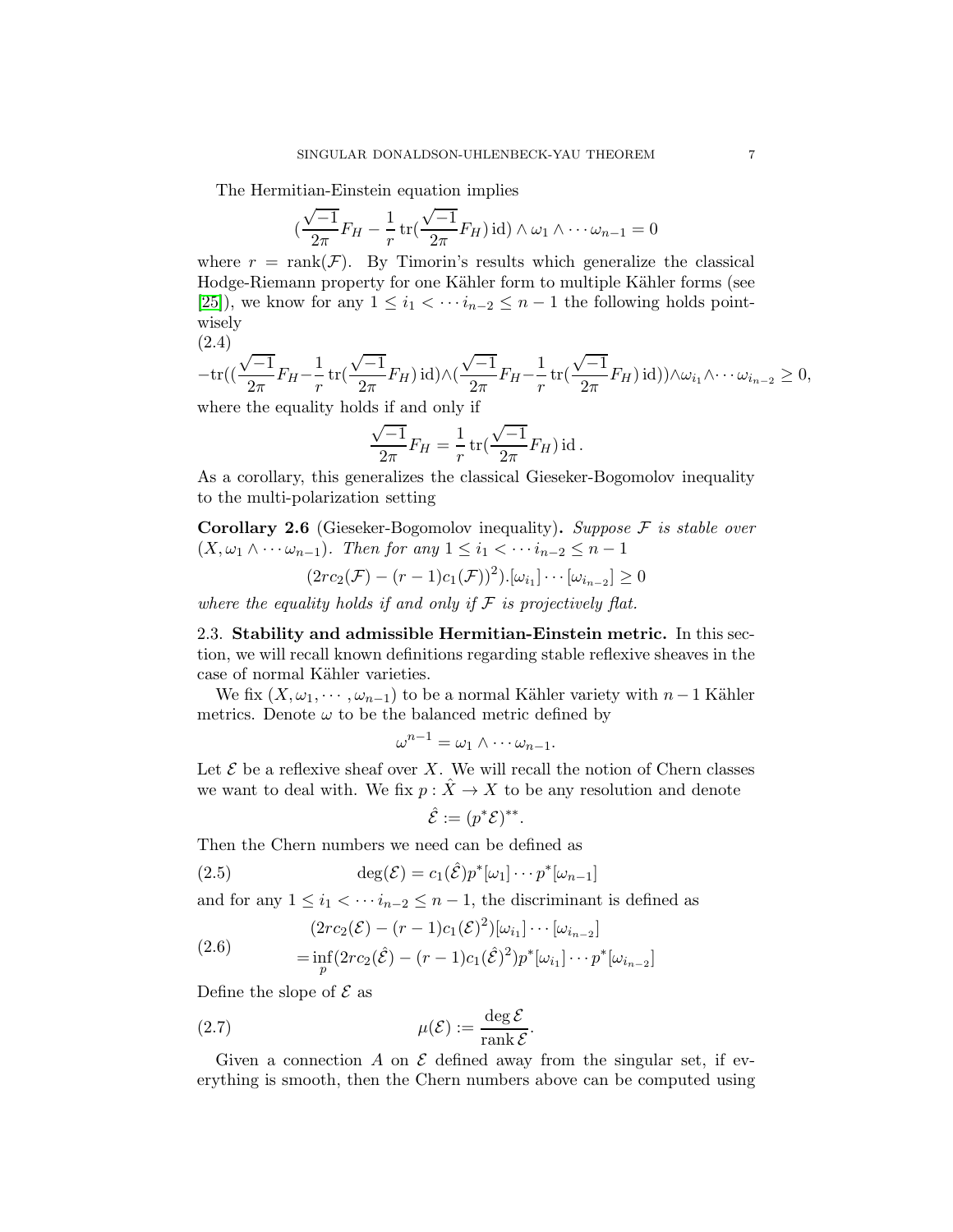The Hermitian-Einstein equation implies

$$(\frac{\sqrt{-1}}{2\pi}F_H - \frac{1}{r}\operatorname{tr}(\frac{\sqrt{-1}}{2\pi}F_H)\operatorname{id}) \wedge \omega_1 \wedge \cdots \omega_{n-1} = 0$$

where $r = \operatorname{rank}(\mathcal{F})$. By Timorin's results which generalize the classical Hodge-Riemann property for one Kähler form to multiple Kähler forms (see [25]), we know for any $1 \leq i_1 < \cdots i_{n-2} \leq n-1$ the following holds pointwisely

(2.4)

$$-\operatorname{tr}((\frac{\sqrt{-1}}{2\pi}F_H - \frac{1}{r}\operatorname{tr}(\frac{\sqrt{-1}}{2\pi}F_H)\operatorname{id}) \wedge (\frac{\sqrt{-1}}{2\pi}F_H - \frac{1}{r}\operatorname{tr}(\frac{\sqrt{-1}}{2\pi}F_H)\operatorname{id})) \wedge \omega_{i_1} \wedge \cdots \omega_{i_{n-2}} \geq 0,$$

where the equality holds if and only if

$$\frac{\sqrt{-1}}{2\pi}F_H = \frac{1}{r}\operatorname{tr}(\frac{\sqrt{-1}}{2\pi}F_H)\operatorname{id}.$$

As a corollary, this generalizes the classical Gieseker-Bogomolov inequality to the multi-polarization setting

**Corollary 2.6** (Gieseker-Bogomolov inequality)**.** *Suppose $\mathcal{F}$ is stable over $(X, \omega_1 \wedge \cdots \omega_{n-1})$. Then for any $1 \leq i_1 < \cdots i_{n-2} \leq n-1$*

$$(2rc_2(\mathcal{F}) - (r-1)c_1(\mathcal{F}))^2).[\omega_{i_1}] \cdots [\omega_{i_{n-2}}] \geq 0$$

*where the equality holds if and only if $\mathcal{F}$ is projectively flat.*

### 2.3. Stability and admissible Hermitian-Einstein metric.

In this section, we will recall known definitions regarding stable reflexive sheaves in the case of normal Kähler varieties.

We fix $(X, \omega_1, \cdots, \omega_{n-1})$ to be a normal Kähler variety with $n-1$ Kähler metrics. Denote $\omega$ to be the balanced metric defined by

$$\omega^{n-1} = \omega_1 \wedge \cdots \omega_{n-1}.$$

Let $\mathcal{E}$ be a reflexive sheaf over $X$. We will recall the notion of Chern classes we want to deal with. We fix $p : \hat{X} \to X$ to be any resolution and denote

$$\hat{\mathcal{E}} := (p^*\mathcal{E})^{**}.$$

Then the Chern numbers we need can be defined as

$$\deg(\mathcal{E}) = c_1(\hat{\mathcal{E}})p^*[\omega_1] \cdots p^*[\omega_{n-1}] \tag{2.5}$$

and for any $1 \leq i_1 < \cdots i_{n-2} \leq n-1$, the discriminant is defined as

$$\begin{aligned} &(2rc_2(\mathcal{E}) - (r-1)c_1(\mathcal{E})^2)[\omega_{i_1}] \cdots [\omega_{i_{n-2}}] \\ =&\inf_p (2rc_2(\hat{\mathcal{E}}) - (r-1)c_1(\hat{\mathcal{E}})^2)p^*[\omega_{i_1}] \cdots p^*[\omega_{i_{n-2}}] \end{aligned} \tag{2.6}$$

Define the slope of $\mathcal{E}$ as

$$\mu(\mathcal{E}) := \frac{\deg \mathcal{E}}{\operatorname{rank} \mathcal{E}}. \tag{2.7}$$

Given a connection $A$ on $\mathcal{E}$ defined away from the singular set, if everything is smooth, then the Chern numbers above can be computed using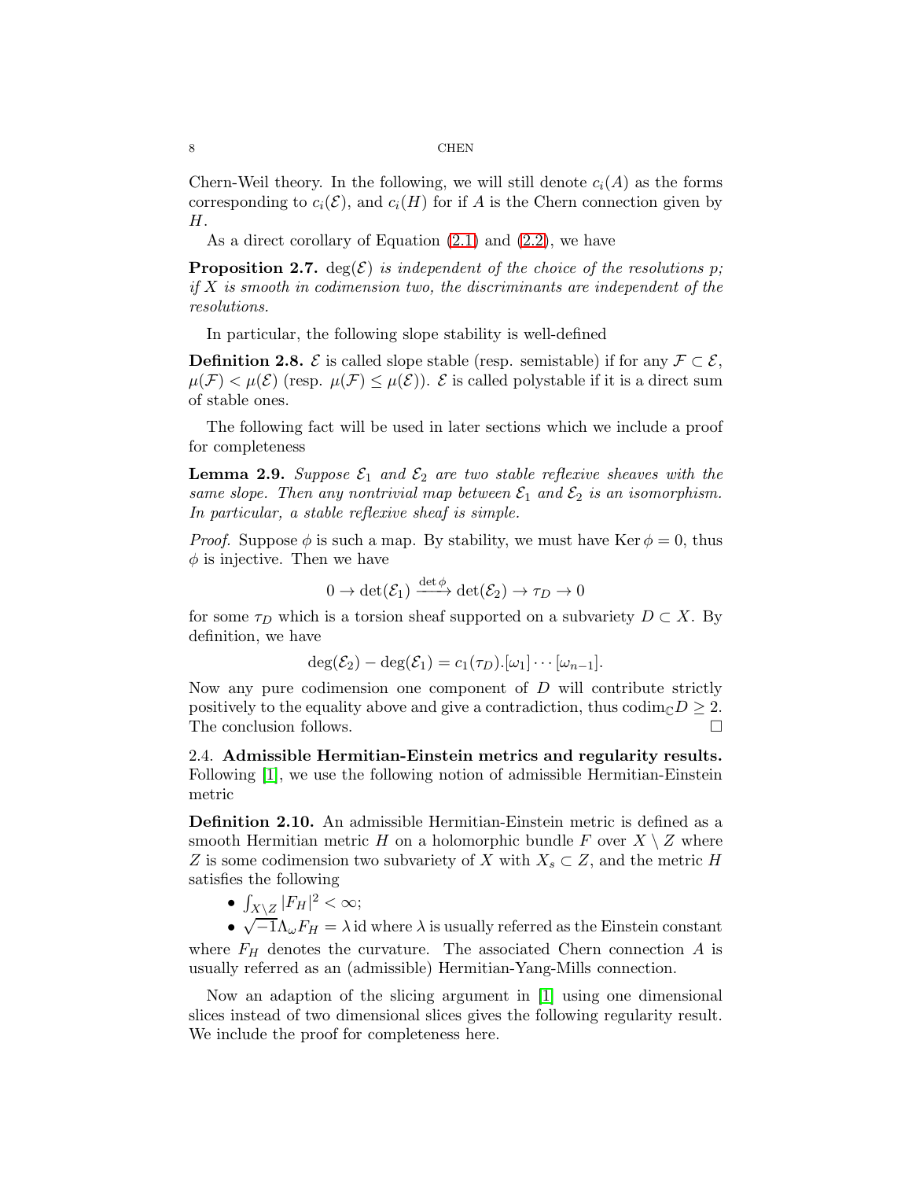Chern-Weil theory. In the following, we will still denote $c_i(A)$ as the forms corresponding to $c_i(\mathcal{E})$, and $c_i(H)$ for if $A$ is the Chern connection given by $H$.

As a direct corollary of Equation (2.1) and (2.2), we have

**Proposition 2.7.** *$\deg(\mathcal{E})$ is independent of the choice of the resolutions $p$; if $X$ is smooth in codimension two, the discriminants are independent of the resolutions.*

In particular, the following slope stability is well-defined

**Definition 2.8.** $\mathcal{E}$ is called slope stable (resp. semistable) if for any $\mathcal{F} \subset \mathcal{E}$, $\mu(\mathcal{F}) < \mu(\mathcal{E})$ (resp. $\mu(\mathcal{F}) \leq \mu(\mathcal{E})$). $\mathcal{E}$ is called polystable if it is a direct sum of stable ones.

The following fact will be used in later sections which we include a proof for completeness

**Lemma 2.9.** *Suppose $\mathcal{E}_1$ and $\mathcal{E}_2$ are two stable reflexive sheaves with the same slope. Then any nontrivial map between $\mathcal{E}_1$ and $\mathcal{E}_2$ is an isomorphism. In particular, a stable reflexive sheaf is simple.*

*Proof.* Suppose $\phi$ is such a map. By stability, we must have $\operatorname{Ker}\phi = 0$, thus $\phi$ is injective. Then we have

$$0 \to \det(\mathcal{E}_1) \xrightarrow{\det\phi} \det(\mathcal{E}_2) \to \tau_D \to 0$$

for some $\tau_D$ which is a torsion sheaf supported on a subvariety $D \subset X$. By definition, we have

$$\deg(\mathcal{E}_2) - \deg(\mathcal{E}_1) = c_1(\tau_D).[\omega_1]\cdots[\omega_{n-1}].$$

Now any pure codimension one component of $D$ will contribute strictly positively to the equality above and give a contradiction, thus $\operatorname{codim}_{\mathbb{C}} D \geq 2$. The conclusion follows. $\square$

## 2.4. Admissible Hermitian-Einstein metrics and regularity results.

Following [1], we use the following notion of admissible Hermitian-Einstein metric

**Definition 2.10.** An admissible Hermitian-Einstein metric is defined as a smooth Hermitian metric $H$ on a holomorphic bundle $F$ over $X \setminus Z$ where $Z$ is some codimension two subvariety of $X$ with $X_s \subset Z$, and the metric $H$ satisfies the following

- $\int_{X\setminus Z} |F_H|^2 < \infty$;
- $\sqrt{-1}\Lambda_\omega F_H = \lambda\,\mathrm{id}$ where $\lambda$ is usually referred as the Einstein constant

where $F_H$ denotes the curvature. The associated Chern connection $A$ is usually referred as an (admissible) Hermitian-Yang-Mills connection.

Now an adaption of the slicing argument in [1] using one dimensional slices instead of two dimensional slices gives the following regularity result. We include the proof for completeness here.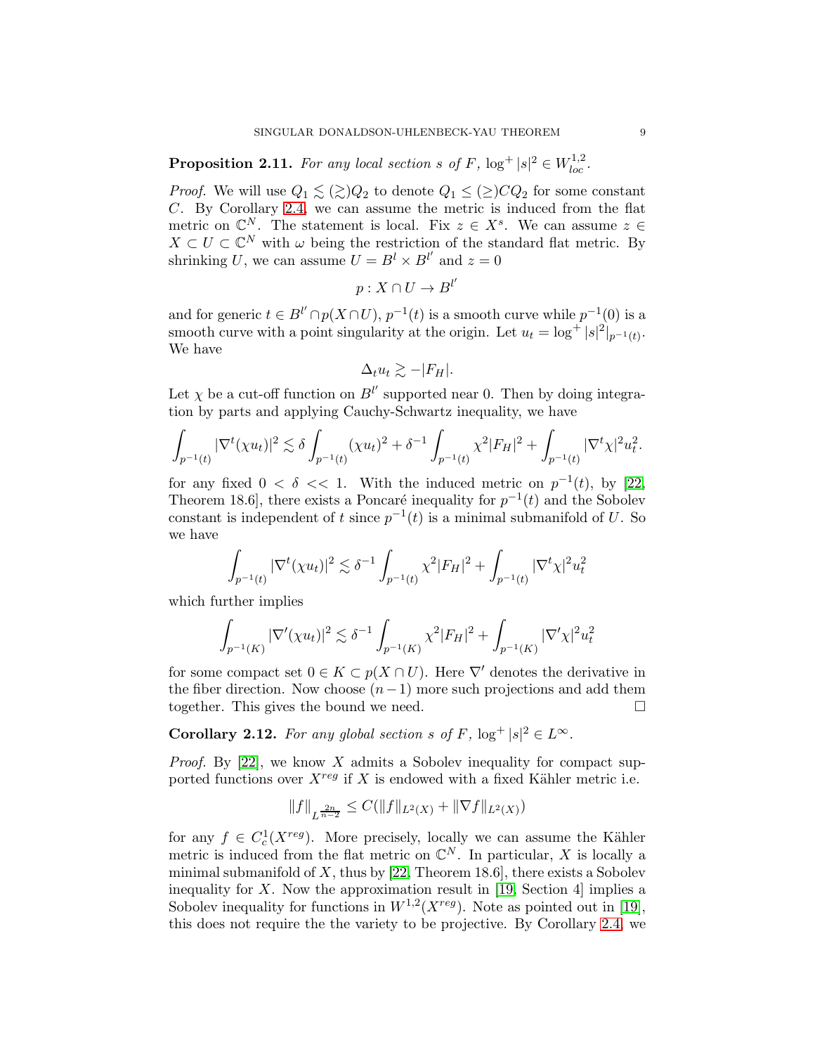**Proposition 2.11.** *For any local section $s$ of $F$, $\log^+ |s|^2 \in W^{1,2}_{loc}$.*

*Proof.* We will use $Q_1 \lesssim (\gtrsim) Q_2$ to denote $Q_1 \le (\ge) C Q_2$ for some constant $C$. By Corollary 2.4, we can assume the metric is induced from the flat metric on $\mathbb{C}^N$. The statement is local. Fix $z \in X^s$. We can assume $z \in X \subset U \subset \mathbb{C}^N$ with $\omega$ being the restriction of the standard flat metric. By shrinking $U$, we can assume $U = B^l \times B^{l'}$ and $z = 0$

$$p : X \cap U \to B^{l'}$$

and for generic $t \in B^{l'} \cap p(X \cap U)$, $p^{-1}(t)$ is a smooth curve while $p^{-1}(0)$ is a smooth curve with a point singularity at the origin. Let $u_t = \log^+ |s|^2|_{p^{-1}(t)}$. We have

$$\Delta_t u_t \gtrsim -|F_H|.$$

Let $\chi$ be a cut-off function on $B^{l'}$ supported near 0. Then by doing integration by parts and applying Cauchy-Schwartz inequality, we have

$$\int_{p^{-1}(t)} |\nabla^t(\chi u_t)|^2 \lesssim \delta \int_{p^{-1}(t)} (\chi u_t)^2 + \delta^{-1} \int_{p^{-1}(t)} \chi^2 |F_H|^2 + \int_{p^{-1}(t)} |\nabla^t \chi|^2 u_t^2.$$

for any fixed $0 < \delta << 1$. With the induced metric on $p^{-1}(t)$, by [22, Theorem 18.6], there exists a Poncaré inequality for $p^{-1}(t)$ and the Sobolev constant is independent of $t$ since $p^{-1}(t)$ is a minimal submanifold of $U$. So we have

$$\int_{p^{-1}(t)} |\nabla^t(\chi u_t)|^2 \lesssim \delta^{-1} \int_{p^{-1}(t)} \chi^2 |F_H|^2 + \int_{p^{-1}(t)} |\nabla^t \chi|^2 u_t^2$$

which further implies

$$\int_{p^{-1}(K)} |\nabla'(\chi u_t)|^2 \lesssim \delta^{-1} \int_{p^{-1}(K)} \chi^2 |F_H|^2 + \int_{p^{-1}(K)} |\nabla' \chi|^2 u_t^2$$

for some compact set $0 \in K \subset p(X \cap U)$. Here $\nabla'$ denotes the derivative in the fiber direction. Now choose $(n-1)$ more such projections and add them together. This gives the bound we need. $\square$

**Corollary 2.12.** *For any global section $s$ of $F$, $\log^+ |s|^2 \in L^\infty$.*

*Proof.* By [22], we know $X$ admits a Sobolev inequality for compact supported functions over $X^{reg}$ if $X$ is endowed with a fixed Kähler metric i.e.

$$\|f\|_{L^{\frac{2n}{n-2}}} \le C(\|f\|_{L^2(X)} + \|\nabla f\|_{L^2(X)})$$

for any $f \in C^1_c(X^{reg})$. More precisely, locally we can assume the Kähler metric is induced from the flat metric on $\mathbb{C}^N$. In particular, $X$ is locally a minimal submanifold of $X$, thus by [22, Theorem 18.6], there exists a Sobolev inequality for $X$. Now the approximation result in [19, Section 4] implies a Sobolev inequality for functions in $W^{1,2}(X^{reg})$. Note as pointed out in [19], this does not require the the variety to be projective. By Corollary 2.4, we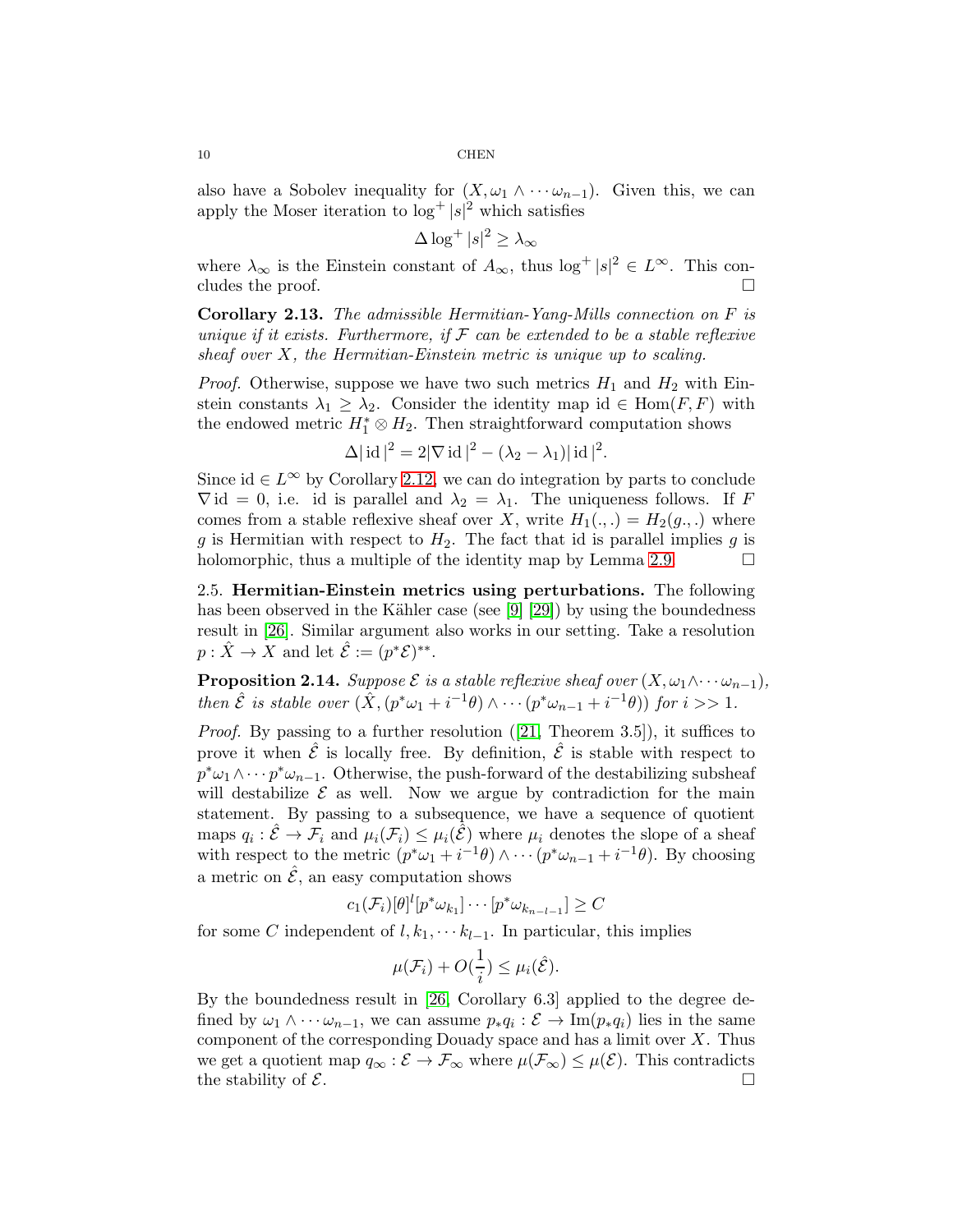also have a Sobolev inequality for $(X, \omega_1 \wedge \cdots \omega_{n-1})$. Given this, we can apply the Moser iteration to $\log^+ |s|^2$ which satisfies

$$\Delta \log^+ |s|^2 \geq \lambda_\infty$$

where $\lambda_\infty$ is the Einstein constant of $A_\infty$, thus $\log^+ |s|^2 \in L^\infty$. This concludes the proof. □

**Corollary 2.13.** *The admissible Hermitian-Yang-Mills connection on $F$ is unique if it exists. Furthermore, if $\mathcal{F}$ can be extended to be a stable reflexive sheaf over $X$, the Hermitian-Einstein metric is unique up to scaling.*

*Proof.* Otherwise, suppose we have two such metrics $H_1$ and $H_2$ with Einstein constants $\lambda_1 \geq \lambda_2$. Consider the identity map $\mathrm{id} \in \mathrm{Hom}(F, F)$ with the endowed metric $H_1^* \otimes H_2$. Then straightforward computation shows

$$\Delta |\,\mathrm{id}\,|^2 = 2|\nabla \,\mathrm{id}\,|^2 - (\lambda_2 - \lambda_1)|\,\mathrm{id}\,|^2.$$

Since $\mathrm{id} \in L^\infty$ by Corollary 2.12, we can do integration by parts to conclude $\nabla \,\mathrm{id} = 0$, i.e. id is parallel and $\lambda_2 = \lambda_1$. The uniqueness follows. If $F$ comes from a stable reflexive sheaf over $X$, write $H_1(.,.) = H_2(g.,.)$ where $g$ is Hermitian with respect to $H_2$. The fact that id is parallel implies $g$ is holomorphic, thus a multiple of the identity map by Lemma 2.9. □

2.5. **Hermitian-Einstein metrics using perturbations.** The following has been observed in the Kähler case (see [9] [29]) by using the boundedness result in [26]. Similar argument also works in our setting. Take a resolution $p : \hat{X} \to X$ and let $\hat{\mathcal{E}} := (p^*\mathcal{E})^{**}$.

**Proposition 2.14.** *Suppose $\mathcal{E}$ is a stable reflexive sheaf over $(X, \omega_1 \wedge \cdots \omega_{n-1})$, then $\hat{\mathcal{E}}$ is stable over $(\hat{X}, (p^*\omega_1 + i^{-1}\theta) \wedge \cdots (p^*\omega_{n-1} + i^{-1}\theta))$ for $i >> 1$.*

*Proof.* By passing to a further resolution ([21, Theorem 3.5]), it suffices to prove it when $\hat{\mathcal{E}}$ is locally free. By definition, $\hat{\mathcal{E}}$ is stable with respect to $p^*\omega_1 \wedge \cdots p^*\omega_{n-1}$. Otherwise, the push-forward of the destabilizing subsheaf will destabilize $\mathcal{E}$ as well. Now we argue by contradiction for the main statement. By passing to a subsequence, we have a sequence of quotient maps $q_i : \hat{\mathcal{E}} \to \mathcal{F}_i$ and $\mu_i(\mathcal{F}_i) \leq \mu_i(\hat{\mathcal{E}})$ where $\mu_i$ denotes the slope of a sheaf with respect to the metric $(p^*\omega_1 + i^{-1}\theta) \wedge \cdots (p^*\omega_{n-1} + i^{-1}\theta)$. By choosing a metric on $\hat{\mathcal{E}}$, an easy computation shows

$$c_1(\mathcal{F}_i)[\theta]^l [p^*\omega_{k_1}] \cdots [p^*\omega_{k_{n-l-1}}] \geq C$$

for some $C$ independent of $l, k_1, \cdots k_{l-1}$. In particular, this implies

$$\mu(\mathcal{F}_i) + O(\frac{1}{i}) \leq \mu_i(\hat{\mathcal{E}}).$$

By the boundedness result in [26, Corollary 6.3] applied to the degree defined by $\omega_1 \wedge \cdots \omega_{n-1}$, we can assume $p_*q_i : \mathcal{E} \to \mathrm{Im}(p_*q_i)$ lies in the same component of the corresponding Douady space and has a limit over $X$. Thus we get a quotient map $q_\infty : \mathcal{E} \to \mathcal{F}_\infty$ where $\mu(\mathcal{F}_\infty) \leq \mu(\mathcal{E})$. This contradicts the stability of $\mathcal{E}$. □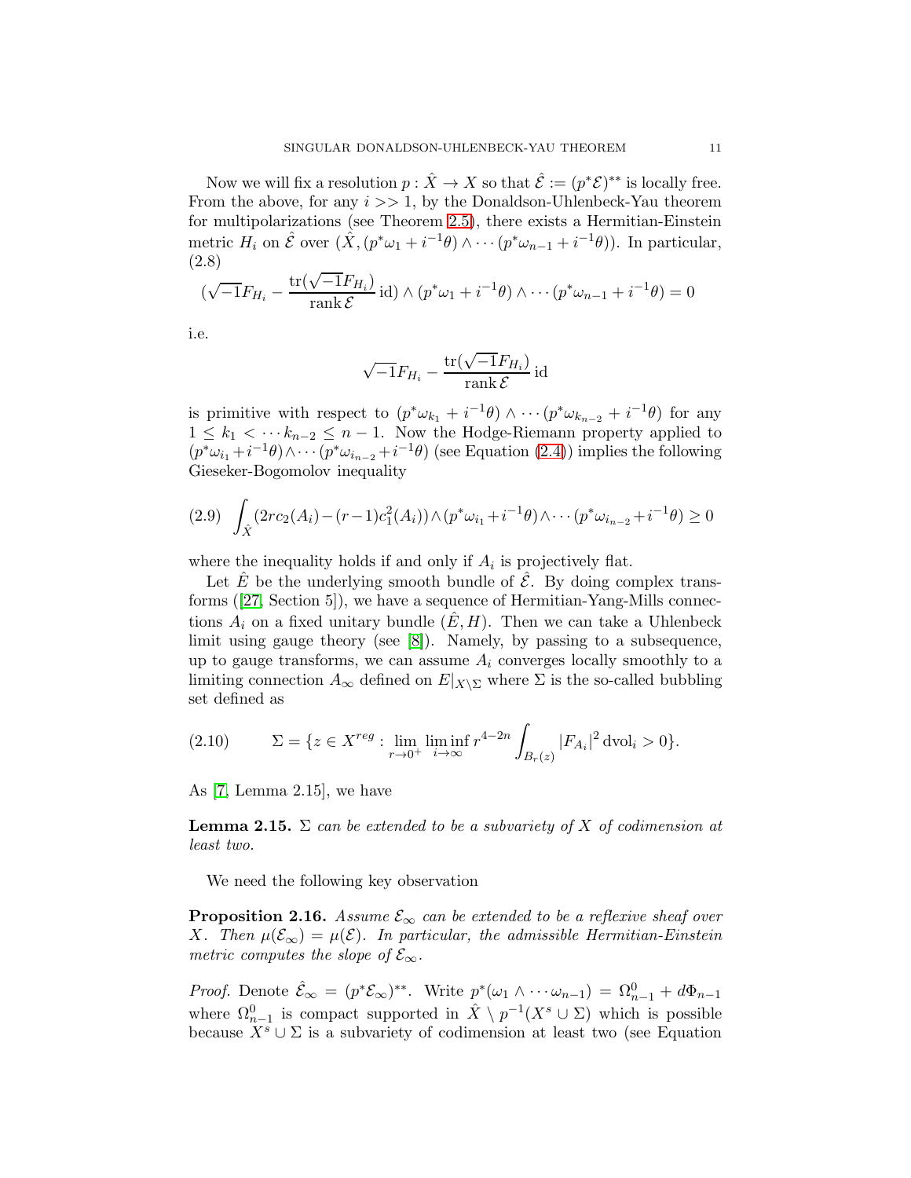Now we will fix a resolution $p : \hat{X} \to X$ so that $\hat{\mathcal{E}} := (p^*\mathcal{E})^{**}$ is locally free. From the above, for any $i >> 1$, by the Donaldson-Uhlenbeck-Yau theorem for multipolarizations (see Theorem 2.5), there exists a Hermitian-Einstein metric $H_i$ on $\hat{\mathcal{E}}$ over $(\hat{X}, (p^*\omega_1 + i^{-1}\theta) \wedge \cdots (p^*\omega_{n-1} + i^{-1}\theta))$. In particular, (2.8)

$$(\sqrt{-1}F_{H_i} - \frac{\operatorname{tr}(\sqrt{-1}F_{H_i})}{\operatorname{rank}\mathcal{E}} \operatorname{id}) \wedge (p^*\omega_1 + i^{-1}\theta) \wedge \cdots (p^*\omega_{n-1} + i^{-1}\theta) = 0$$

i.e.

$$\sqrt{-1}F_{H_i} - \frac{\operatorname{tr}(\sqrt{-1}F_{H_i})}{\operatorname{rank}\mathcal{E}} \operatorname{id}$$

is primitive with respect to $(p^*\omega_{k_1} + i^{-1}\theta) \wedge \cdots (p^*\omega_{k_{n-2}} + i^{-1}\theta)$ for any $1 \leq k_1 < \cdots k_{n-2} \leq n-1$. Now the Hodge-Riemann property applied to $(p^*\omega_{i_1} + i^{-1}\theta) \wedge \cdots (p^*\omega_{i_{n-2}} + i^{-1}\theta)$ (see Equation (2.4)) implies the following Gieseker-Bogomolov inequality

$$\int_{\hat{X}} (2rc_2(A_i) - (r-1)c_1^2(A_i)) \wedge (p^*\omega_{i_1} + i^{-1}\theta) \wedge \cdots (p^*\omega_{i_{n-2}} + i^{-1}\theta) \geq 0 \tag{2.9}$$

where the inequality holds if and only if $A_i$ is projectively flat.

Let $\hat{E}$ be the underlying smooth bundle of $\hat{\mathcal{E}}$. By doing complex transforms ([27, Section 5]), we have a sequence of Hermitian-Yang-Mills connections $A_i$ on a fixed unitary bundle $(\hat{E}, H)$. Then we can take a Uhlenbeck limit using gauge theory (see [8]). Namely, by passing to a subsequence, up to gauge transforms, we can assume $A_i$ converges locally smoothly to a limiting connection $A_\infty$ defined on $E|_{X \setminus \Sigma}$ where $\Sigma$ is the so-called bubbling set defined as

$$\Sigma = \{z \in X^{reg} : \lim_{r \to 0^+} \liminf_{i \to \infty} r^{4-2n} \int_{B_r(z)} |F_{A_i}|^2 \operatorname{dvol}_i > 0\}. \tag{2.10}$$

As [7, Lemma 2.15], we have

**Lemma 2.15.** *$\Sigma$ can be extended to be a subvariety of $X$ of codimension at least two.*

We need the following key observation

**Proposition 2.16.** *Assume $\mathcal{E}_\infty$ can be extended to be a reflexive sheaf over $X$. Then $\mu(\mathcal{E}_\infty) = \mu(\mathcal{E})$. In particular, the admissible Hermitian-Einstein metric computes the slope of $\mathcal{E}_\infty$.*

*Proof.* Denote $\hat{\mathcal{E}}_\infty = (p^*\mathcal{E}_\infty)^{**}$. Write $p^*(\omega_1 \wedge \cdots \omega_{n-1}) = \Omega^0_{n-1} + d\Phi_{n-1}$ where $\Omega^0_{n-1}$ is compact supported in $\hat{X} \setminus p^{-1}(X^s \cup \Sigma)$ which is possible because $X^s \cup \Sigma$ is a subvariety of codimension at least two (see Equation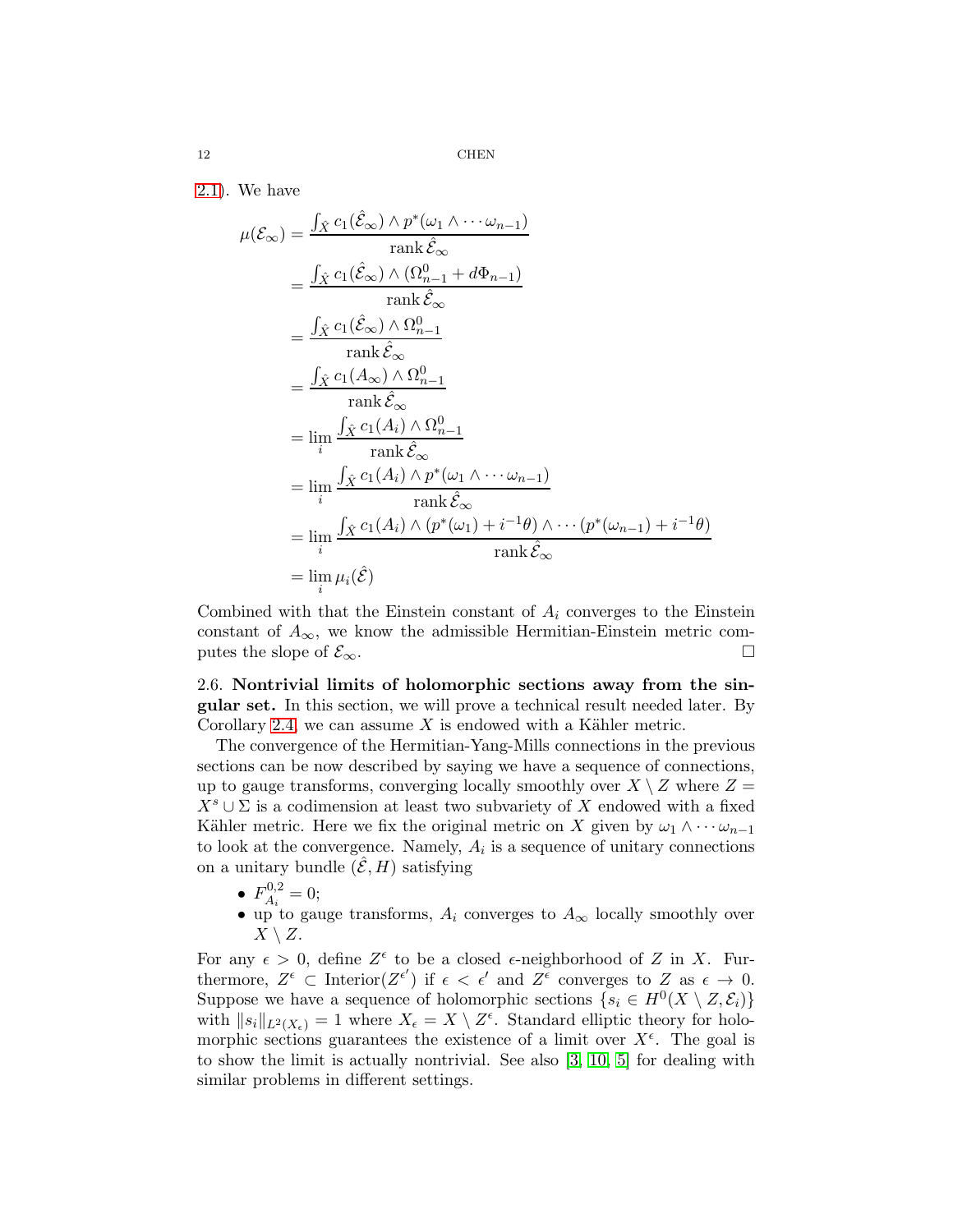2.1). We have

$$
\begin{aligned}
\mu(\mathcal{E}_\infty) &= \frac{\int_{\hat{X}} c_1(\hat{\mathcal{E}}_\infty) \wedge p^*(\omega_1 \wedge \cdots \omega_{n-1})}{\operatorname{rank} \hat{\mathcal{E}}_\infty} \\
&= \frac{\int_{\hat{X}} c_1(\hat{\mathcal{E}}_\infty) \wedge (\Omega^0_{n-1} + d\Phi_{n-1})}{\operatorname{rank} \hat{\mathcal{E}}_\infty} \\
&= \frac{\int_{\hat{X}} c_1(\hat{\mathcal{E}}_\infty) \wedge \Omega^0_{n-1}}{\operatorname{rank} \hat{\mathcal{E}}_\infty} \\
&= \frac{\int_{\hat{X}} c_1(A_\infty) \wedge \Omega^0_{n-1}}{\operatorname{rank} \hat{\mathcal{E}}_\infty} \\
&= \lim_i \frac{\int_{\hat{X}} c_1(A_i) \wedge \Omega^0_{n-1}}{\operatorname{rank} \hat{\mathcal{E}}_\infty} \\
&= \lim_i \frac{\int_{\hat{X}} c_1(A_i) \wedge p^*(\omega_1 \wedge \cdots \omega_{n-1})}{\operatorname{rank} \hat{\mathcal{E}}_\infty} \\
&= \lim_i \frac{\int_{\hat{X}} c_1(A_i) \wedge (p^*(\omega_1) + i^{-1}\theta) \wedge \cdots (p^*(\omega_{n-1}) + i^{-1}\theta)}{\operatorname{rank} \hat{\mathcal{E}}_\infty} \\
&= \lim_i \mu_i(\hat{\mathcal{E}})
\end{aligned}
$$

Combined with that the Einstein constant of $A_i$ converges to the Einstein constant of $A_\infty$, we know the admissible Hermitian-Einstein metric computes the slope of $\mathcal{E}_\infty$. □

### 2.6. Nontrivial limits of holomorphic sections away from the singular set.

In this section, we will prove a technical result needed later. By Corollary 2.4, we can assume $X$ is endowed with a Kähler metric.

The convergence of the Hermitian-Yang-Mills connections in the previous sections can be now described by saying we have a sequence of connections, up to gauge transforms, converging locally smoothly over $X \setminus Z$ where $Z = X^s \cup \Sigma$ is a codimension at least two subvariety of $X$ endowed with a fixed Kähler metric. Here we fix the original metric on $X$ given by $\omega_1 \wedge \cdots \omega_{n-1}$ to look at the convergence. Namely, $A_i$ is a sequence of unitary connections on a unitary bundle $(\hat{\mathcal{E}}, H)$ satisfying

- $F^{0,2}_{A_i} = 0$;
- up to gauge transforms, $A_i$ converges to $A_\infty$ locally smoothly over $X \setminus Z$.

For any $\epsilon > 0$, define $Z^\epsilon$ to be a closed $\epsilon$-neighborhood of $Z$ in $X$. Furthermore, $Z^\epsilon \subset \operatorname{Interior}(Z^{\epsilon'})$ if $\epsilon < \epsilon'$ and $Z^\epsilon$ converges to $Z$ as $\epsilon \to 0$. Suppose we have a sequence of holomorphic sections $\{s_i \in H^0(X \setminus Z, \mathcal{E}_i)\}$ with $\|s_i\|_{L^2(X_\epsilon)} = 1$ where $X_\epsilon = X \setminus Z^\epsilon$. Standard elliptic theory for holomorphic sections guarantees the existence of a limit over $X^\epsilon$. The goal is to show the limit is actually nontrivial. See also [3, 10, 5] for dealing with similar problems in different settings.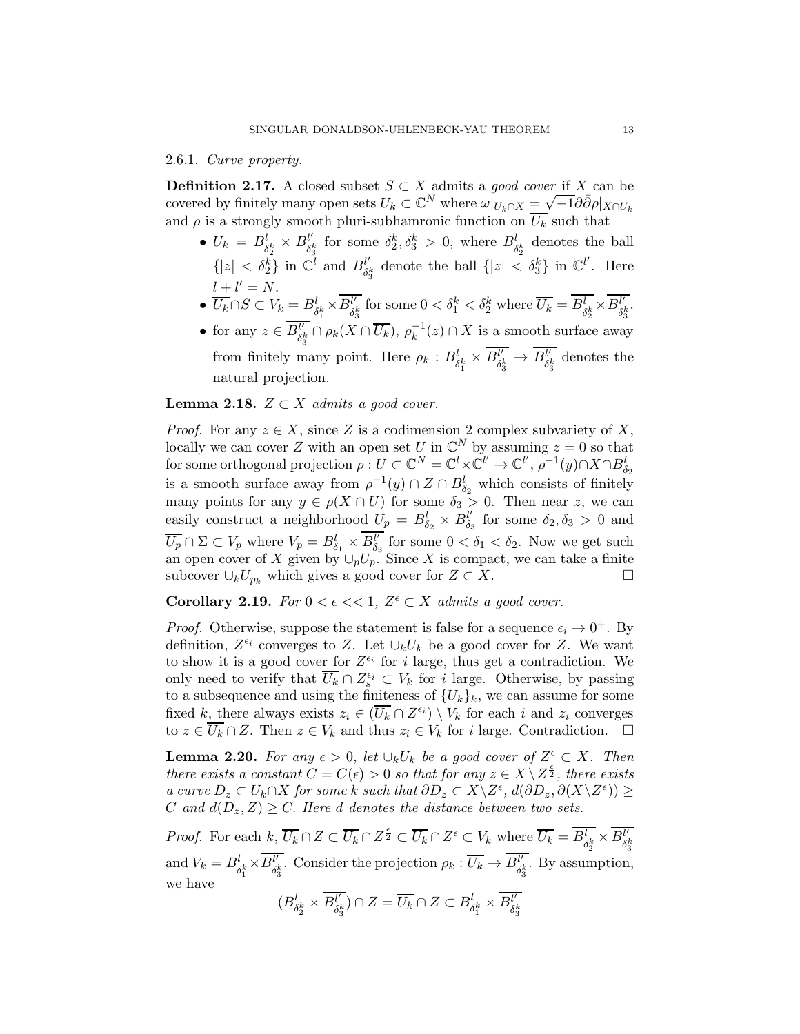#### 2.6.1. *Curve property.*

**Definition 2.17.** A closed subset $S \subset X$ admits a *good cover* if $X$ can be covered by finitely many open sets $U_k \subset \mathbb{C}^N$ where $\omega|_{U_k \cap X} = \sqrt{-1}\partial\bar{\partial}\rho|_{X \cap U_k}$ and $\rho$ is a strongly smooth pluri-subhamronic function on $\overline{U_k}$ such that

- $U_k = B^l_{\delta_2^k} \times B^{l'}_{\delta_3^k}$ for some $\delta_2^k, \delta_3^k > 0$, where $B^l_{\delta_2^k}$ denotes the ball $\{|z| < \delta_2^k\}$ in $\mathbb{C}^l$ and $B^{l'}_{\delta_3^k}$ denote the ball $\{|z| < \delta_3^k\}$ in $\mathbb{C}^{l'}$. Here $l + l' = N$.
- $\overline{U_k} \cap S \subset V_k = B^l_{\delta_1^k} \times \overline{B^{l'}_{\delta_3^k}}$ for some $0 < \delta_1^k < \delta_2^k$ where $\overline{U_k} = \overline{B^l_{\delta_2^k}} \times \overline{B^{l'}_{\delta_3^k}}$.
- for any $z \in \overline{B^{l'}_{\delta_3^k}} \cap \rho_k(X \cap \overline{U_k})$, $\rho_k^{-1}(z) \cap X$ is a smooth surface away from finitely many point. Here $\rho_k : B^l_{\delta_1^k} \times \overline{B^{l'}_{\delta_3^k}} \to \overline{B^{l'}_{\delta_3^k}}$ denotes the natural projection.

**Lemma 2.18.** *$Z \subset X$ admits a good cover.*

*Proof.* For any $z \in X$, since $Z$ is a codimension 2 complex subvariety of $X$, locally we can cover $Z$ with an open set $U$ in $\mathbb{C}^N$ by assuming $z = 0$ so that for some orthogonal projection $\rho : U \subset \mathbb{C}^N = \mathbb{C}^l \times \mathbb{C}^{l'} \to \mathbb{C}^{l'}$, $\rho^{-1}(y) \cap X \cap B^l_{\delta_2}$ is a smooth surface away from $\rho^{-1}(y) \cap Z \cap B^l_{\delta_2}$ which consists of finitely many points for any $y \in \rho(X \cap U)$ for some $\delta_3 > 0$. Then near $z$, we can easily construct a neighborhood $U_p = B^l_{\delta_2} \times B^{l'}_{\delta_3}$ for some $\delta_2, \delta_3 > 0$ and $\overline{U_p} \cap \Sigma \subset V_p$ where $V_p = B^l_{\delta_1} \times \overline{B^{l'}_{\delta_3}}$ for some $0 < \delta_1 < \delta_2$. Now we get such an open cover of $X$ given by $\cup_p U_p$. Since $X$ is compact, we can take a finite subcover $\cup_k U_{p_k}$ which gives a good cover for $Z \subset X$. $\square$

**Corollary 2.19.** *For $0 < \epsilon << 1$, $Z^\epsilon \subset X$ admits a good cover.*

*Proof.* Otherwise, suppose the statement is false for a sequence $\epsilon_i \to 0^+$. By definition, $Z^{\epsilon_i}$ converges to $Z$. Let $\cup_k U_k$ be a good cover for $Z$. We want to show it is a good cover for $Z^{\epsilon_i}$ for $i$ large, thus get a contradiction. We only need to verify that $\overline{U_k} \cap Z_s^{\epsilon_i} \subset V_k$ for $i$ large. Otherwise, by passing to a subsequence and using the finiteness of $\{U_k\}_k$, we can assume for some fixed $k$, there always exists $z_i \in (\overline{U_k} \cap Z^{\epsilon_i}) \setminus V_k$ for each $i$ and $z_i$ converges to $z \in \overline{U_k} \cap Z$. Then $z \in V_k$ and thus $z_i \in V_k$ for $i$ large. Contradiction. $\square$

**Lemma 2.20.** *For any $\epsilon > 0$, let $\cup_k U_k$ be a good cover of $Z^\epsilon \subset X$. Then there exists a constant $C = C(\epsilon) > 0$ so that for any $z \in X \setminus Z^{\frac{\epsilon}{2}}$, there exists a curve $D_z \subset U_k \cap X$ for some $k$ such that $\partial D_z \subset X \setminus Z^\epsilon$, $d(\partial D_z, \partial(X \setminus Z^\epsilon)) \geq C$ and $d(D_z, Z) \geq C$. Here $d$ denotes the distance between two sets.*

*Proof.* For each $k$, $\overline{U_k} \cap Z \subset \overline{U_k} \cap Z^{\frac{\epsilon}{2}} \subset \overline{U_k} \cap Z^\epsilon \subset V_k$ where $\overline{U_k} = \overline{B^l_{\delta_2^k}} \times \overline{B^{l'}_{\delta_3^k}}$ and $V_k = B^l_{\delta_1^k} \times \overline{B^{l'}_{\delta_3^k}}$. Consider the projection $\rho_k : \overline{U_k} \to \overline{B^{l'}_{\delta_3^k}}$. By assumption, we have

$$(B^l_{\delta_2^k} \times \overline{B^{l'}_{\delta_3^k}}) \cap Z = \overline{U_k} \cap Z \subset B^l_{\delta_1^k} \times \overline{B^{l'}_{\delta_3^k}}$$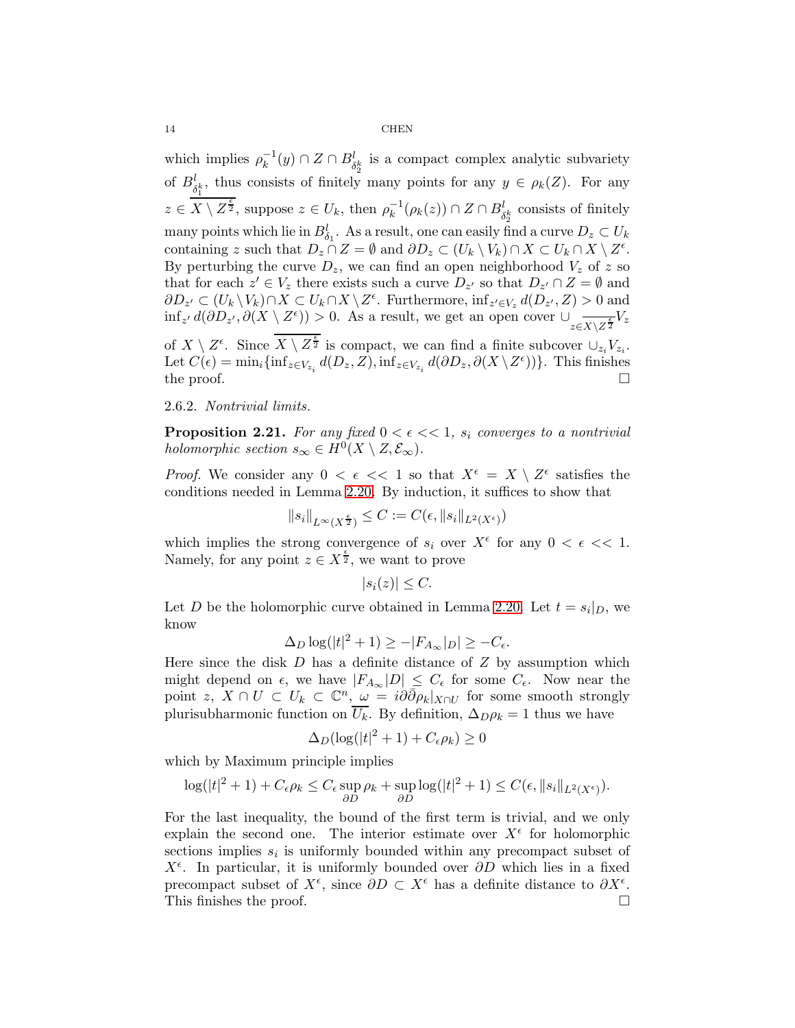which implies $\rho_k^{-1}(y) \cap Z \cap B^l_{\delta_2^k}$ is a compact complex analytic subvariety of $B^l_{\delta_1^k}$, thus consists of finitely many points for any $y \in \rho_k(Z)$. For any $z \in \overline{X \setminus Z^{\frac{\epsilon}{2}}}$, suppose $z \in U_k$, then $\rho_k^{-1}(\rho_k(z)) \cap Z \cap B^l_{\delta_2^k}$ consists of finitely many points which lie in $B^l_{\delta_1}$. As a result, one can easily find a curve $D_z \subset U_k$ containing $z$ such that $D_z \cap Z = \emptyset$ and $\partial D_z \subset (U_k \setminus V_k) \cap X \subset U_k \cap X \setminus Z^\epsilon$. By perturbing the curve $D_z$, we can find an open neighborhood $V_z$ of $z$ so that for each $z' \in V_z$ there exists such a curve $D_{z'}$ so that $D_{z'} \cap Z = \emptyset$ and $\partial D_{z'} \subset (U_k \setminus V_k) \cap X \subset U_k \cap X \setminus Z^\epsilon$. Furthermore, $\inf_{z' \in V_z} d(D_{z'}, Z) > 0$ and $\inf_{z'} d(\partial D_{z'}, \partial(X \setminus Z^\epsilon)) > 0$. As a result, we get an open cover $\cup_{z \in \overline{X \setminus Z^{\frac{\epsilon}{2}}}} V_z$ of $X \setminus Z^\epsilon$. Since $\overline{X \setminus Z^{\frac{\epsilon}{2}}}$ is compact, we can find a finite subcover $\cup_{z_i} V_{z_i}$. Let $C(\epsilon) = \min_i \{\inf_{z \in V_{z_i}} d(D_z, Z), \inf_{z \in V_{z_i}} d(\partial D_z, \partial(X \setminus Z^\epsilon))\}$. This finishes the proof. $\square$

2.6.2. *Nontrivial limits.*

**Proposition 2.21.** *For any fixed $0 < \epsilon << 1$, $s_i$ converges to a nontrivial holomorphic section $s_\infty \in H^0(X \setminus Z, \mathcal{E}_\infty)$.*

*Proof.* We consider any $0 < \epsilon << 1$ so that $X^\epsilon = X \setminus Z^\epsilon$ satisfies the conditions needed in Lemma 2.20. By induction, it suffices to show that

$$\|s_i\|_{L^\infty(X^{\frac{\epsilon}{2}})} \leq C := C(\epsilon, \|s_i\|_{L^2(X^\epsilon)})$$

which implies the strong convergence of $s_i$ over $X^\epsilon$ for any $0 < \epsilon << 1$. Namely, for any point $z \in X^{\frac{\epsilon}{2}}$, we want to prove

$$|s_i(z)| \leq C.$$

Let $D$ be the holomorphic curve obtained in Lemma 2.20. Let $t = s_i|_D$, we know

$$\Delta_D \log(|t|^2 + 1) \geq -|F_{A_\infty}|_D| \geq -C_\epsilon.$$

Here since the disk $D$ has a definite distance of $Z$ by assumption which might depend on $\epsilon$, we have $|F_{A_\infty}|D| \leq C_\epsilon$ for some $C_\epsilon$. Now near the point $z$, $X \cap U \subset U_k \subset \mathbb{C}^n$, $\omega = i\partial\bar{\partial}\rho_k|_{X \cap U}$ for some smooth strongly plurisubharmonic function on $\overline{U_k}$. By definition, $\Delta_D \rho_k = 1$ thus we have

$$\Delta_D(\log(|t|^2 + 1) + C_\epsilon \rho_k) \geq 0$$

which by Maximum principle implies

$$\log(|t|^2 + 1) + C_\epsilon \rho_k \leq C_\epsilon \sup_{\partial D} \rho_k + \sup_{\partial D} \log(|t|^2 + 1) \leq C(\epsilon, \|s_i\|_{L^2(X^\epsilon)}).$$

For the last inequality, the bound of the first term is trivial, and we only explain the second one. The interior estimate over $X^\epsilon$ for holomorphic sections implies $s_i$ is uniformly bounded within any precompact subset of $X^\epsilon$. In particular, it is uniformly bounded over $\partial D$ which lies in a fixed precompact subset of $X^\epsilon$, since $\partial D \subset X^\epsilon$ has a definite distance to $\partial X^\epsilon$. This finishes the proof. $\square$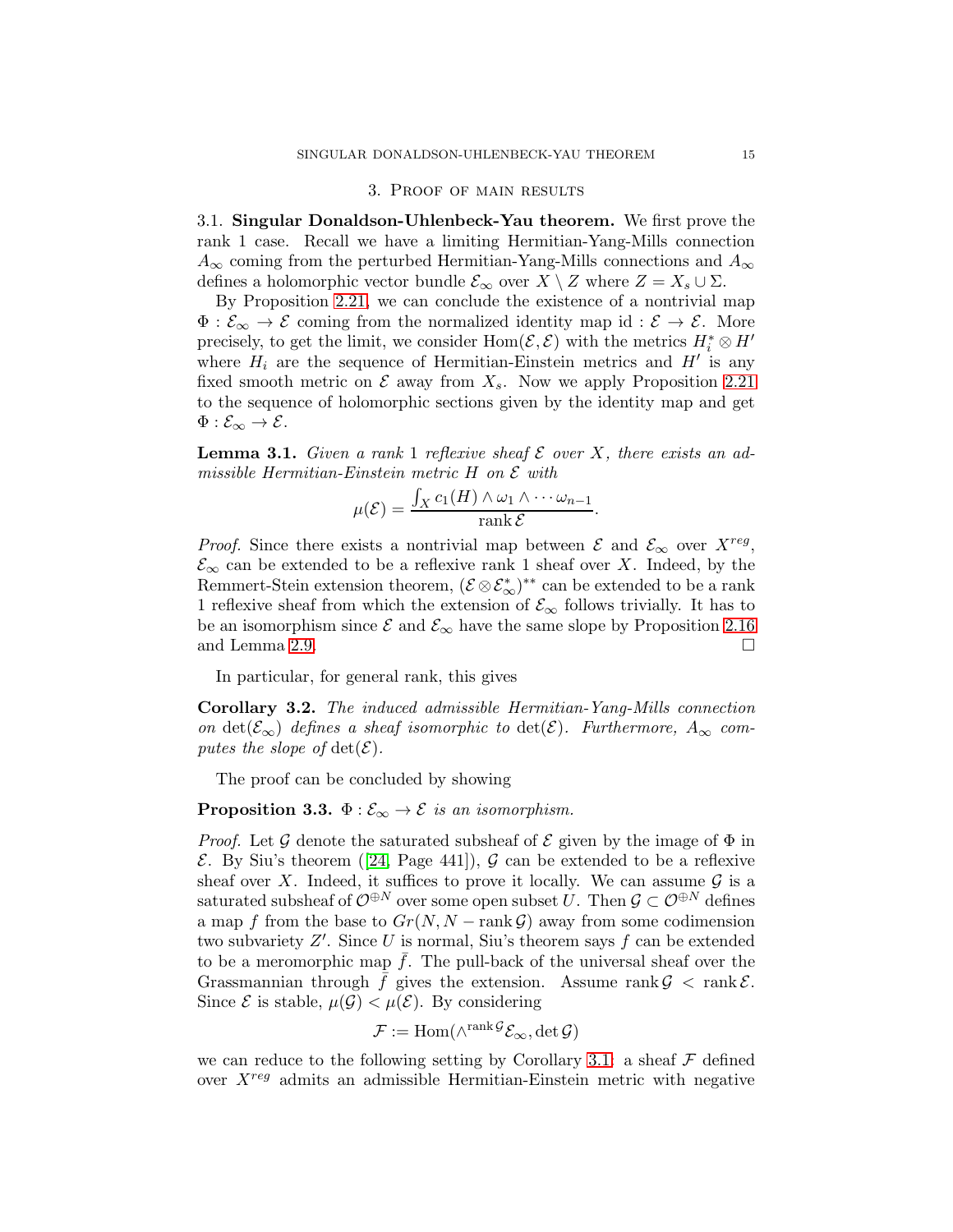## 3. Proof of main results

### 3.1. Singular Donaldson-Uhlenbeck-Yau theorem.

**3.1. Singular Donaldson-Uhlenbeck-Yau theorem.** We first prove the rank 1 case. Recall we have a limiting Hermitian-Yang-Mills connection $A_\infty$ coming from the perturbed Hermitian-Yang-Mills connections and $A_\infty$ defines a holomorphic vector bundle $\mathcal{E}_\infty$ over $X \setminus Z$ where $Z = X_s \cup \Sigma$.

By Proposition 2.21, we can conclude the existence of a nontrivial map $\Phi : \mathcal{E}_\infty \to \mathcal{E}$ coming from the normalized identity map $\mathrm{id} : \mathcal{E} \to \mathcal{E}$. More precisely, to get the limit, we consider $\mathrm{Hom}(\mathcal{E}, \mathcal{E})$ with the metrics $H_i^* \otimes H'$ where $H_i$ are the sequence of Hermitian-Einstein metrics and $H'$ is any fixed smooth metric on $\mathcal{E}$ away from $X_s$. Now we apply Proposition 2.21 to the sequence of holomorphic sections given by the identity map and get $\Phi : \mathcal{E}_\infty \to \mathcal{E}$.

**Lemma 3.1.** *Given a rank 1 reflexive sheaf $\mathcal{E}$ over $X$, there exists an admissible Hermitian-Einstein metric $H$ on $\mathcal{E}$ with*

$$\mu(\mathcal{E}) = \frac{\int_X c_1(H) \wedge \omega_1 \wedge \cdots \omega_{n-1}}{\operatorname{rank} \mathcal{E}}.$$

*Proof.* Since there exists a nontrivial map between $\mathcal{E}$ and $\mathcal{E}_\infty$ over $X^{reg}$, $\mathcal{E}_\infty$ can be extended to be a reflexive rank 1 sheaf over $X$. Indeed, by the Remmert-Stein extension theorem, $(\mathcal{E} \otimes \mathcal{E}_\infty^*)^{**}$ can be extended to be a rank 1 reflexive sheaf from which the extension of $\mathcal{E}_\infty$ follows trivially. It has to be an isomorphism since $\mathcal{E}$ and $\mathcal{E}_\infty$ have the same slope by Proposition 2.16 and Lemma 2.9. $\square$

In particular, for general rank, this gives

**Corollary 3.2.** *The induced admissible Hermitian-Yang-Mills connection on $\det(\mathcal{E}_\infty)$ defines a sheaf isomorphic to $\det(\mathcal{E})$. Furthermore, $A_\infty$ computes the slope of $\det(\mathcal{E})$.*

The proof can be concluded by showing

**Proposition 3.3.** *$\Phi : \mathcal{E}_\infty \to \mathcal{E}$ is an isomorphism.*

*Proof.* Let $\mathcal{G}$ denote the saturated subsheaf of $\mathcal{E}$ given by the image of $\Phi$ in $\mathcal{E}$. By Siu's theorem ([24, Page 441]), $\mathcal{G}$ can be extended to be a reflexive sheaf over $X$. Indeed, it suffices to prove it locally. We can assume $\mathcal{G}$ is a saturated subsheaf of $\mathcal{O}^{\oplus N}$ over some open subset $U$. Then $\mathcal{G} \subset \mathcal{O}^{\oplus N}$ defines a map $f$ from the base to $Gr(N, N - \operatorname{rank} \mathcal{G})$ away from some codimension two subvariety $Z'$. Since $U$ is normal, Siu's theorem says $f$ can be extended to be a meromorphic map $\bar{f}$. The pull-back of the universal sheaf over the Grassmannian through $\bar{f}$ gives the extension. Assume $\operatorname{rank} \mathcal{G} < \operatorname{rank} \mathcal{E}$. Since $\mathcal{E}$ is stable, $\mu(\mathcal{G}) < \mu(\mathcal{E})$. By considering

$$\mathcal{F} := \mathrm{Hom}(\wedge^{\operatorname{rank} \mathcal{G}} \mathcal{E}_\infty, \det \mathcal{G})$$

we can reduce to the following setting by Corollary 3.1: a sheaf $\mathcal{F}$ defined over $X^{reg}$ admits an admissible Hermitian-Einstein metric with negative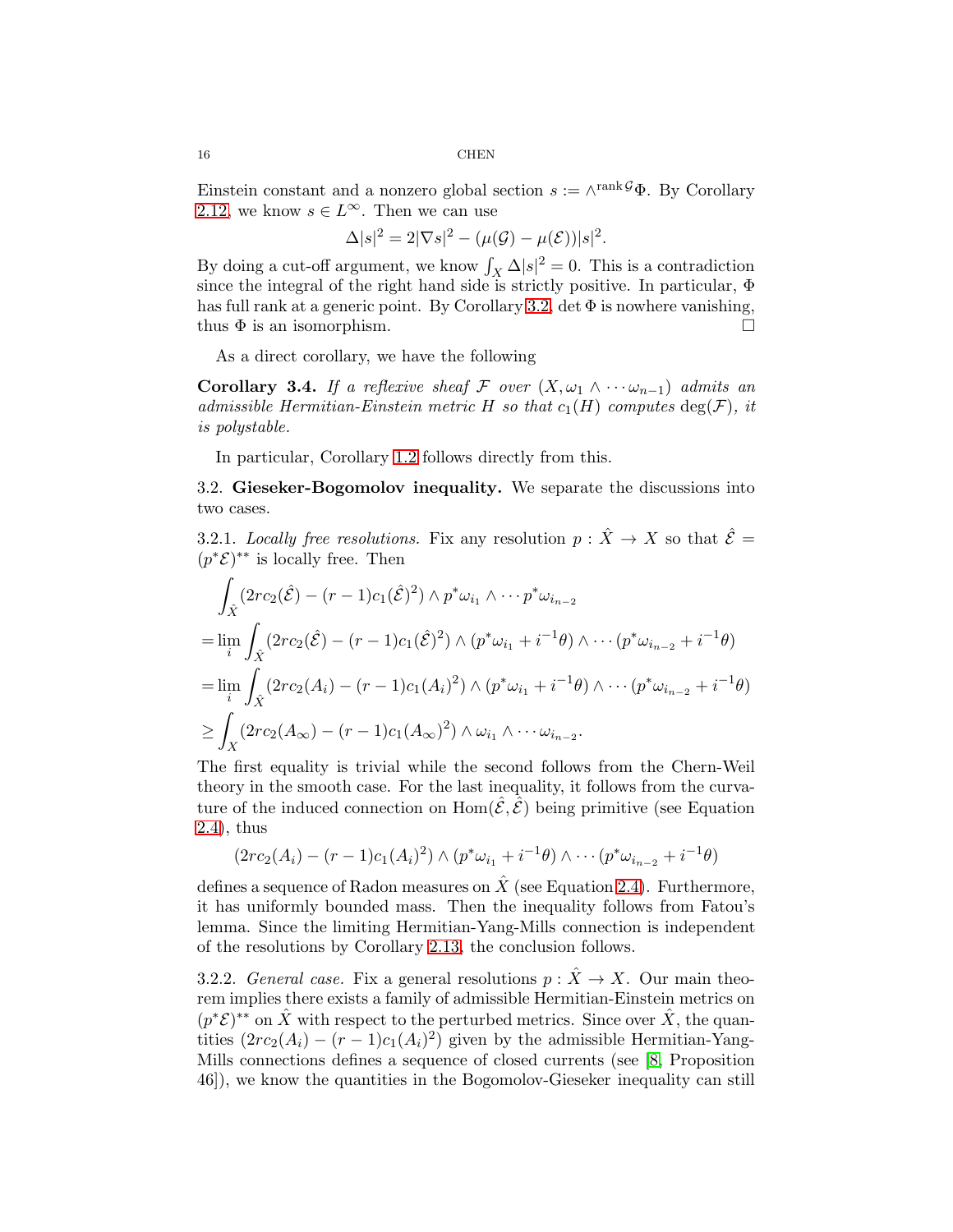Einstein constant and a nonzero global section $s := \wedge^{\operatorname{rank}\mathcal{G}}\Phi$. By Corollary 2.12, we know $s \in L^\infty$. Then we can use

$$\Delta|s|^2 = 2|\nabla s|^2 - (\mu(\mathcal{G}) - \mu(\mathcal{E}))|s|^2.$$

By doing a cut-off argument, we know $\int_X \Delta|s|^2 = 0$. This is a contradiction since the integral of the right hand side is strictly positive. In particular, $\Phi$ has full rank at a generic point. By Corollary 3.2, $\det \Phi$ is nowhere vanishing, thus $\Phi$ is an isomorphism. □

As a direct corollary, we have the following

**Corollary 3.4.** *If a reflexive sheaf $\mathcal{F}$ over $(X, \omega_1 \wedge \cdots \omega_{n-1})$ admits an admissible Hermitian-Einstein metric $H$ so that $c_1(H)$ computes $\deg(\mathcal{F})$, it is polystable.*

In particular, Corollary 1.2 follows directly from this.

## 3.2. Gieseker-Bogomolov inequality.

We separate the discussions into two cases.

### 3.2.1. *Locally free resolutions.*

Fix any resolution $p : \hat{X} \to X$ so that $\hat{\mathcal{E}} = (p^*\mathcal{E})^{**}$ is locally free. Then

$$\begin{aligned}
&\int_{\hat{X}} (2rc_2(\hat{\mathcal{E}}) - (r-1)c_1(\hat{\mathcal{E}})^2) \wedge p^*\omega_{i_1} \wedge \cdots p^*\omega_{i_{n-2}} \\
=& \lim_i \int_{\hat{X}} (2rc_2(\hat{\mathcal{E}}) - (r-1)c_1(\hat{\mathcal{E}})^2) \wedge (p^*\omega_{i_1} + i^{-1}\theta) \wedge \cdots (p^*\omega_{i_{n-2}} + i^{-1}\theta) \\
=& \lim_i \int_{\hat{X}} (2rc_2(A_i) - (r-1)c_1(A_i)^2) \wedge (p^*\omega_{i_1} + i^{-1}\theta) \wedge \cdots (p^*\omega_{i_{n-2}} + i^{-1}\theta) \\
\geq& \int_X (2rc_2(A_\infty) - (r-1)c_1(A_\infty)^2) \wedge \omega_{i_1} \wedge \cdots \omega_{i_{n-2}}.
\end{aligned}$$

The first equality is trivial while the second follows from the Chern-Weil theory in the smooth case. For the last inequality, it follows from the curvature of the induced connection on $\operatorname{Hom}(\hat{\mathcal{E}}, \hat{\mathcal{E}})$ being primitive (see Equation 2.4), thus

$$(2rc_2(A_i) - (r-1)c_1(A_i)^2) \wedge (p^*\omega_{i_1} + i^{-1}\theta) \wedge \cdots (p^*\omega_{i_{n-2}} + i^{-1}\theta)$$

defines a sequence of Radon measures on $\hat{X}$ (see Equation 2.4). Furthermore, it has uniformly bounded mass. Then the inequality follows from Fatou's lemma. Since the limiting Hermitian-Yang-Mills connection is independent of the resolutions by Corollary 2.13, the conclusion follows.

### 3.2.2. *General case.*

Fix a general resolutions $p : \hat{X} \to X$. Our main theorem implies there exists a family of admissible Hermitian-Einstein metrics on $(p^*\mathcal{E})^{**}$ on $\hat{X}$ with respect to the perturbed metrics. Since over $\hat{X}$, the quantities $(2rc_2(A_i) - (r-1)c_1(A_i)^2)$ given by the admissible Hermitian-Yang-Mills connections defines a sequence of closed currents (see [8, Proposition 46]), we know the quantities in the Bogomolov-Gieseker inequality can still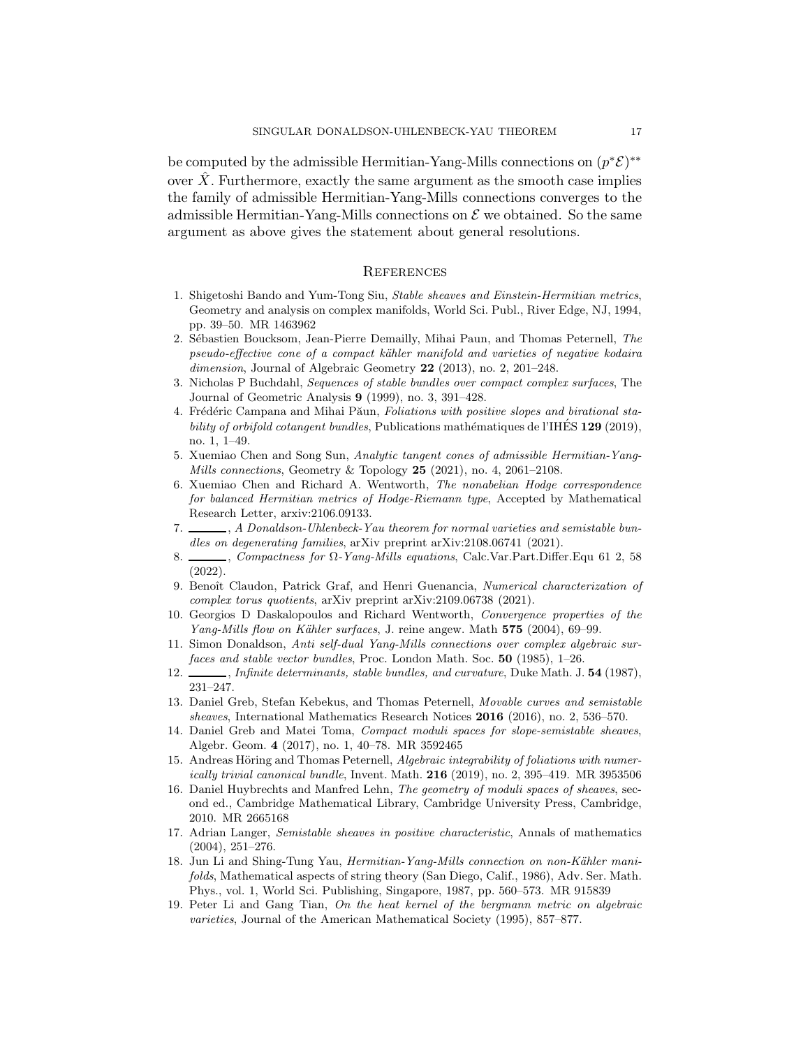be computed by the admissible Hermitian-Yang-Mills connections on $(p^*\mathcal{E})^{**}$ over $\hat{X}$. Furthermore, exactly the same argument as the smooth case implies the family of admissible Hermitian-Yang-Mills connections converges to the admissible Hermitian-Yang-Mills connections on $\mathcal{E}$ we obtained. So the same argument as above gives the statement about general resolutions.

## References

1. Shigetoshi Bando and Yum-Tong Siu, *Stable sheaves and Einstein-Hermitian metrics*, Geometry and analysis on complex manifolds, World Sci. Publ., River Edge, NJ, 1994, pp. 39–50. MR 1463962
2. Sébastien Boucksom, Jean-Pierre Demailly, Mihai Paun, and Thomas Peternell, *The pseudo-effective cone of a compact kähler manifold and varieties of negative kodaira dimension*, Journal of Algebraic Geometry **22** (2013), no. 2, 201–248.
3. Nicholas P Buchdahl, *Sequences of stable bundles over compact complex surfaces*, The Journal of Geometric Analysis **9** (1999), no. 3, 391–428.
4. Frédéric Campana and Mihai Păun, *Foliations with positive slopes and birational stability of orbifold cotangent bundles*, Publications mathématiques de l'IHÉS **129** (2019), no. 1, 1–49.
5. Xuemiao Chen and Song Sun, *Analytic tangent cones of admissible Hermitian-Yang-Mills connections*, Geometry & Topology **25** (2021), no. 4, 2061–2108.
6. Xuemiao Chen and Richard A. Wentworth, *The nonabelian Hodge correspondence for balanced Hermitian metrics of Hodge-Riemann type*, Accepted by Mathematical Research Letter, arxiv:2106.09133.
7. ———, *A Donaldson-Uhlenbeck-Yau theorem for normal varieties and semistable bundles on degenerating families*, arXiv preprint arXiv:2108.06741 (2021).
8. ———, *Compactness for Ω-Yang-Mills equations*, Calc.Var.Part.Differ.Equ 61 2, 58 (2022).
9. Benoît Claudon, Patrick Graf, and Henri Guenancia, *Numerical characterization of complex torus quotients*, arXiv preprint arXiv:2109.06738 (2021).
10. Georgios D Daskalopoulos and Richard Wentworth, *Convergence properties of the Yang-Mills flow on Kähler surfaces*, J. reine angew. Math **575** (2004), 69–99.
11. Simon Donaldson, *Anti self-dual Yang-Mills connections over complex algebraic surfaces and stable vector bundles*, Proc. London Math. Soc. **50** (1985), 1–26.
12. ———, *Infinite determinants, stable bundles, and curvature*, Duke Math. J. **54** (1987), 231–247.
13. Daniel Greb, Stefan Kebekus, and Thomas Peternell, *Movable curves and semistable sheaves*, International Mathematics Research Notices **2016** (2016), no. 2, 536–570.
14. Daniel Greb and Matei Toma, *Compact moduli spaces for slope-semistable sheaves*, Algebr. Geom. **4** (2017), no. 1, 40–78. MR 3592465
15. Andreas Höring and Thomas Peternell, *Algebraic integrability of foliations with numerically trivial canonical bundle*, Invent. Math. **216** (2019), no. 2, 395–419. MR 3953506
16. Daniel Huybrechts and Manfred Lehn, *The geometry of moduli spaces of sheaves*, second ed., Cambridge Mathematical Library, Cambridge University Press, Cambridge, 2010. MR 2665168
17. Adrian Langer, *Semistable sheaves in positive characteristic*, Annals of mathematics (2004), 251–276.
18. Jun Li and Shing-Tung Yau, *Hermitian-Yang-Mills connection on non-Kähler manifolds*, Mathematical aspects of string theory (San Diego, Calif., 1986), Adv. Ser. Math. Phys., vol. 1, World Sci. Publishing, Singapore, 1987, pp. 560–573. MR 915839
19. Peter Li and Gang Tian, *On the heat kernel of the bergmann metric on algebraic varieties*, Journal of the American Mathematical Society (1995), 857–877.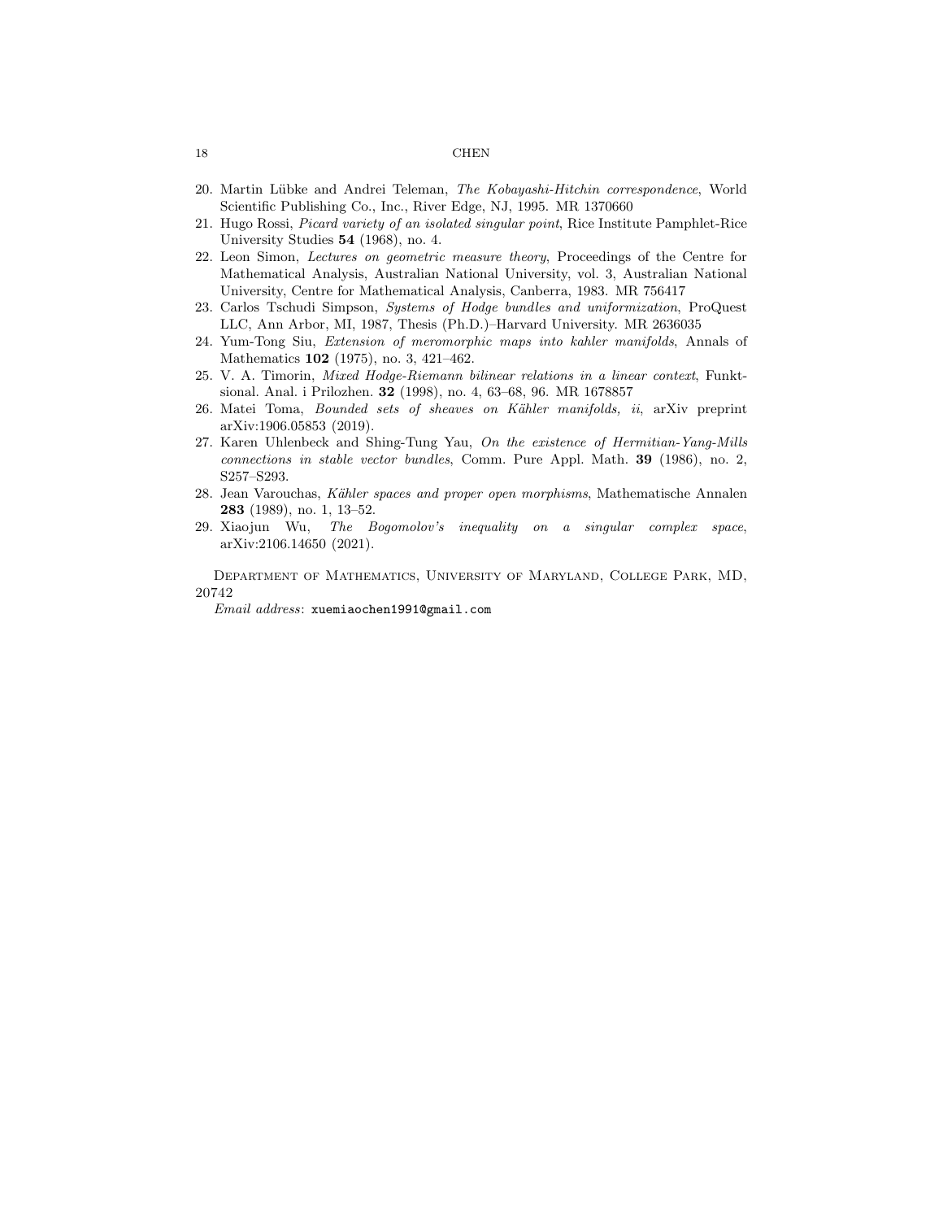20. Martin Lübke and Andrei Teleman, *The Kobayashi-Hitchin correspondence*, World Scientific Publishing Co., Inc., River Edge, NJ, 1995. MR 1370660
21. Hugo Rossi, *Picard variety of an isolated singular point*, Rice Institute Pamphlet-Rice University Studies **54** (1968), no. 4.
22. Leon Simon, *Lectures on geometric measure theory*, Proceedings of the Centre for Mathematical Analysis, Australian National University, vol. 3, Australian National University, Centre for Mathematical Analysis, Canberra, 1983. MR 756417
23. Carlos Tschudi Simpson, *Systems of Hodge bundles and uniformization*, ProQuest LLC, Ann Arbor, MI, 1987, Thesis (Ph.D.)–Harvard University. MR 2636035
24. Yum-Tong Siu, *Extension of meromorphic maps into kahler manifolds*, Annals of Mathematics **102** (1975), no. 3, 421–462.
25. V. A. Timorin, *Mixed Hodge-Riemann bilinear relations in a linear context*, Funktsional. Anal. i Prilozhen. **32** (1998), no. 4, 63–68, 96. MR 1678857
26. Matei Toma, *Bounded sets of sheaves on Kähler manifolds, ii*, arXiv preprint arXiv:1906.05853 (2019).
27. Karen Uhlenbeck and Shing-Tung Yau, *On the existence of Hermitian-Yang-Mills connections in stable vector bundles*, Comm. Pure Appl. Math. **39** (1986), no. 2, S257–S293.
28. Jean Varouchas, *Kähler spaces and proper open morphisms*, Mathematische Annalen **283** (1989), no. 1, 13–52.
29. Xiaojun Wu, *The Bogomolov's inequality on a singular complex space*, arXiv:2106.14650 (2021).

Department of Mathematics, University of Maryland, College Park, MD, 20742

*Email address*: xuemiaochen1991@gmail.com